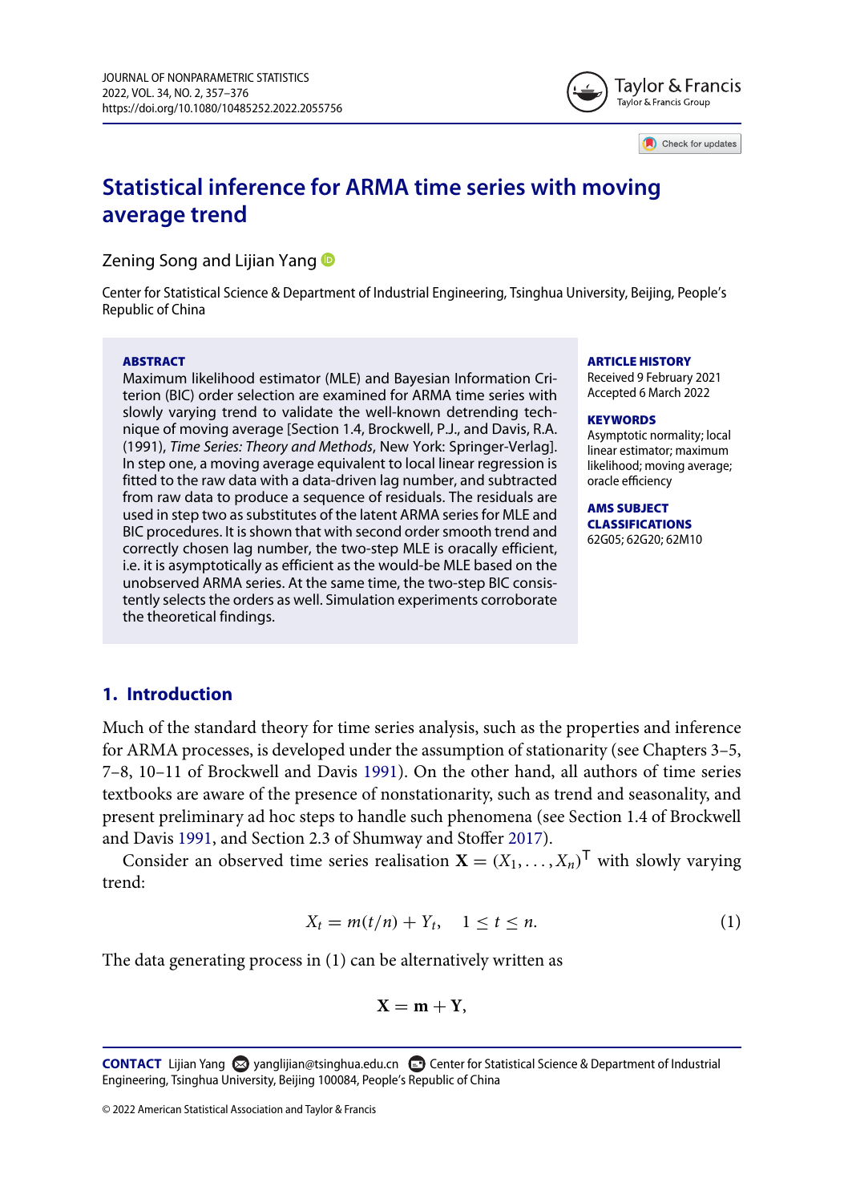# Statistical inference for ARMA time series with moving average trend

Zening Song and Lijian Yang

Center for Statistical Science & Department of Industrial Engineering, Tsinghua University, Beijing, People's Republic of China

**ABSTRACT**

Maximum likelihood estimator (MLE) and Bayesian Information Criterion (BIC) order selection are examined for ARMA time series with slowly varying trend to validate the well-known detrending technique of moving average [Section 1.4, Brockwell, P.J., and Davis, R.A. (1991), *Time Series: Theory and Methods*, New York: Springer-Verlag]. In step one, a moving average equivalent to local linear regression is fitted to the raw data with a data-driven lag number, and subtracted from raw data to produce a sequence of residuals. The residuals are used in step two as substitutes of the latent ARMA series for MLE and BIC procedures. It is shown that with second order smooth trend and correctly chosen lag number, the two-step MLE is oracally efficient, i.e. it is asymptotically as efficient as the would-be MLE based on the unobserved ARMA series. At the same time, the two-step BIC consistently selects the orders as well. Simulation experiments corroborate the theoretical findings.

**ARTICLE HISTORY**

Received 9 February 2021
Accepted 6 March 2022

**KEYWORDS**

Asymptotic normality; local linear estimator; maximum likelihood; moving average; oracle efficiency

**AMS SUBJECT CLASSIFICATIONS**

62G05; 62G20; 62M10

## 1. Introduction

Much of the standard theory for time series analysis, such as the properties and inference for ARMA processes, is developed under the assumption of stationarity (see Chapters 3–5, 7–8, 10–11 of Brockwell and Davis 1991). On the other hand, all authors of time series textbooks are aware of the presence of nonstationarity, such as trend and seasonality, and present preliminary ad hoc steps to handle such phenomena (see Section 1.4 of Brockwell and Davis 1991, and Section 2.3 of Shumway and Stoffer 2017).

Consider an observed time series realisation $\mathbf{X} = (X_1, \ldots, X_n)^{\mathsf{T}}$ with slowly varying trend:

$$X_t = m(t/n) + Y_t, \quad 1 \le t \le n. \tag{1}$$

The data generating process in (1) can be alternatively written as

$$\mathbf{X} = \mathbf{m} + \mathbf{Y},$$

**CONTACT** Lijian Yang yanglijian@tsinghua.edu.cn Center for Statistical Science & Department of Industrial Engineering, Tsinghua University, Beijing 100084, People's Republic of China

© 2022 American Statistical Association and Taylor & Francis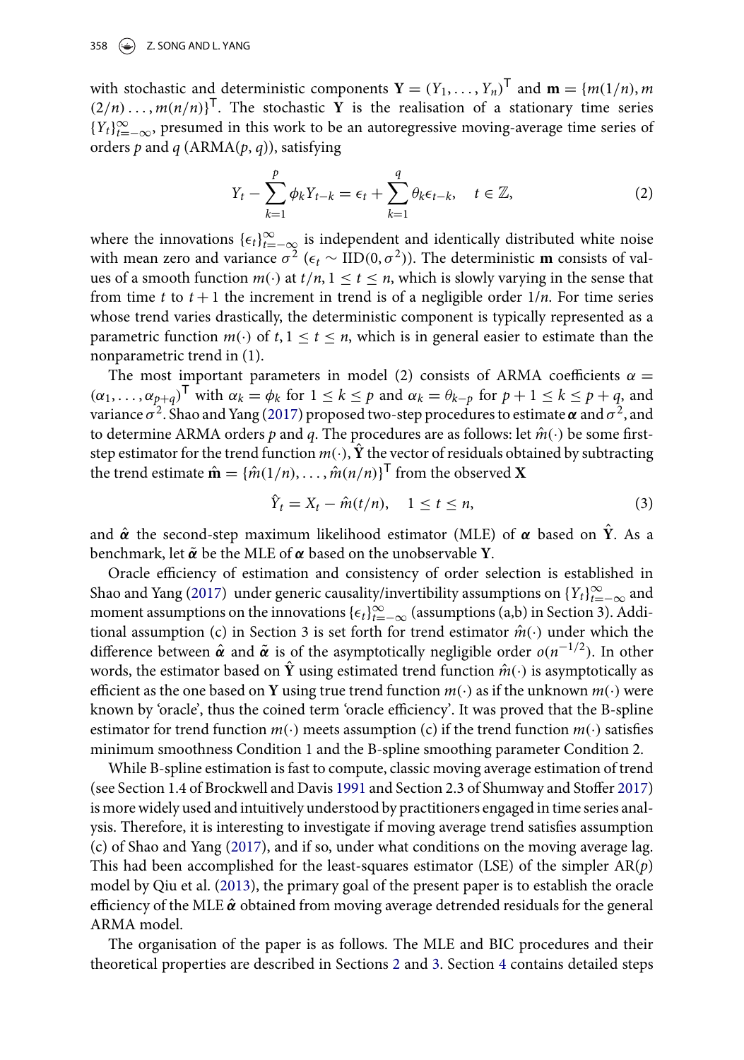with stochastic and deterministic components $\mathbf{Y} = (Y_1, \ldots, Y_n)^\mathsf{T}$ and $\mathbf{m} = \{m(1/n), m(2/n) \ldots, m(n/n)\}^\mathsf{T}$. The stochastic $\mathbf{Y}$ is the realisation of a stationary time series $\{Y_t\}_{t=-\infty}^{\infty}$, presumed in this work to be an autoregressive moving-average time series of orders $p$ and $q$ (ARMA($p$, $q$)), satisfying

$$Y_t - \sum_{k=1}^{p} \phi_k Y_{t-k} = \epsilon_t + \sum_{k=1}^{q} \theta_k \epsilon_{t-k}, \quad t \in \mathbb{Z}, \tag{2}$$

where the innovations $\{\epsilon_t\}_{t=-\infty}^{\infty}$ is independent and identically distributed white noise with mean zero and variance $\sigma^2$ ($\epsilon_t \sim \text{IID}(0, \sigma^2)$). The deterministic $\mathbf{m}$ consists of values of a smooth function $m(\cdot)$ at $t/n, 1 \le t \le n$, which is slowly varying in the sense that from time $t$ to $t+1$ the increment in trend is of a negligible order $1/n$. For time series whose trend varies drastically, the deterministic component is typically represented as a parametric function $m(\cdot)$ of $t, 1 \le t \le n$, which is in general easier to estimate than the nonparametric trend in (1).

The most important parameters in model (2) consists of ARMA coefficients $\alpha = (\alpha_1, \ldots, \alpha_{p+q})^\mathsf{T}$ with $\alpha_k = \phi_k$ for $1 \le k \le p$ and $\alpha_k = \theta_{k-p}$ for $p+1 \le k \le p+q$, and variance $\sigma^2$. Shao and Yang (2017) proposed two-step procedures to estimate $\boldsymbol{\alpha}$ and $\sigma^2$, and to determine ARMA orders $p$ and $q$. The procedures are as follows: let $\hat{m}(\cdot)$ be some first-step estimator for the trend function $m(\cdot)$, $\hat{\mathbf{Y}}$ the vector of residuals obtained by subtracting the trend estimate $\hat{\mathbf{m}} = \{\hat{m}(1/n), \ldots, \hat{m}(n/n)\}^\mathsf{T}$ from the observed $\mathbf{X}$

$$\hat{Y}_t = X_t - \hat{m}(t/n), \quad 1 \le t \le n, \tag{3}$$

and $\hat{\boldsymbol{\alpha}}$ the second-step maximum likelihood estimator (MLE) of $\boldsymbol{\alpha}$ based on $\hat{\mathbf{Y}}$. As a benchmark, let $\tilde{\boldsymbol{\alpha}}$ be the MLE of $\boldsymbol{\alpha}$ based on the unobservable $\mathbf{Y}$.

Oracle efficiency of estimation and consistency of order selection is established in Shao and Yang (2017) under generic causality/invertibility assumptions on $\{Y_t\}_{t=-\infty}^{\infty}$ and moment assumptions on the innovations $\{\epsilon_t\}_{t=-\infty}^{\infty}$ (assumptions (a,b) in Section 3). Additional assumption (c) in Section 3 is set forth for trend estimator $\hat{m}(\cdot)$ under which the difference between $\hat{\boldsymbol{\alpha}}$ and $\tilde{\boldsymbol{\alpha}}$ is of the asymptotically negligible order $o(n^{-1/2})$. In other words, the estimator based on $\hat{\mathbf{Y}}$ using estimated trend function $\hat{m}(\cdot)$ is asymptotically as efficient as the one based on $\mathbf{Y}$ using true trend function $m(\cdot)$ as if the unknown $m(\cdot)$ were known by 'oracle', thus the coined term 'oracle efficiency'. It was proved that the B-spline estimator for trend function $m(\cdot)$ meets assumption (c) if the trend function $m(\cdot)$ satisfies minimum smoothness Condition 1 and the B-spline smoothing parameter Condition 2.

While B-spline estimation is fast to compute, classic moving average estimation of trend (see Section 1.4 of Brockwell and Davis 1991 and Section 2.3 of Shumway and Stoffer 2017) is more widely used and intuitively understood by practitioners engaged in time series analysis. Therefore, it is interesting to investigate if moving average trend satisfies assumption (c) of Shao and Yang (2017), and if so, under what conditions on the moving average lag. This had been accomplished for the least-squares estimator (LSE) of the simpler AR($p$) model by Qiu et al. (2013), the primary goal of the present paper is to establish the oracle efficiency of the MLE $\hat{\boldsymbol{\alpha}}$ obtained from moving average detrended residuals for the general ARMA model.

The organisation of the paper is as follows. The MLE and BIC procedures and their theoretical properties are described in Sections 2 and 3. Section 4 contains detailed steps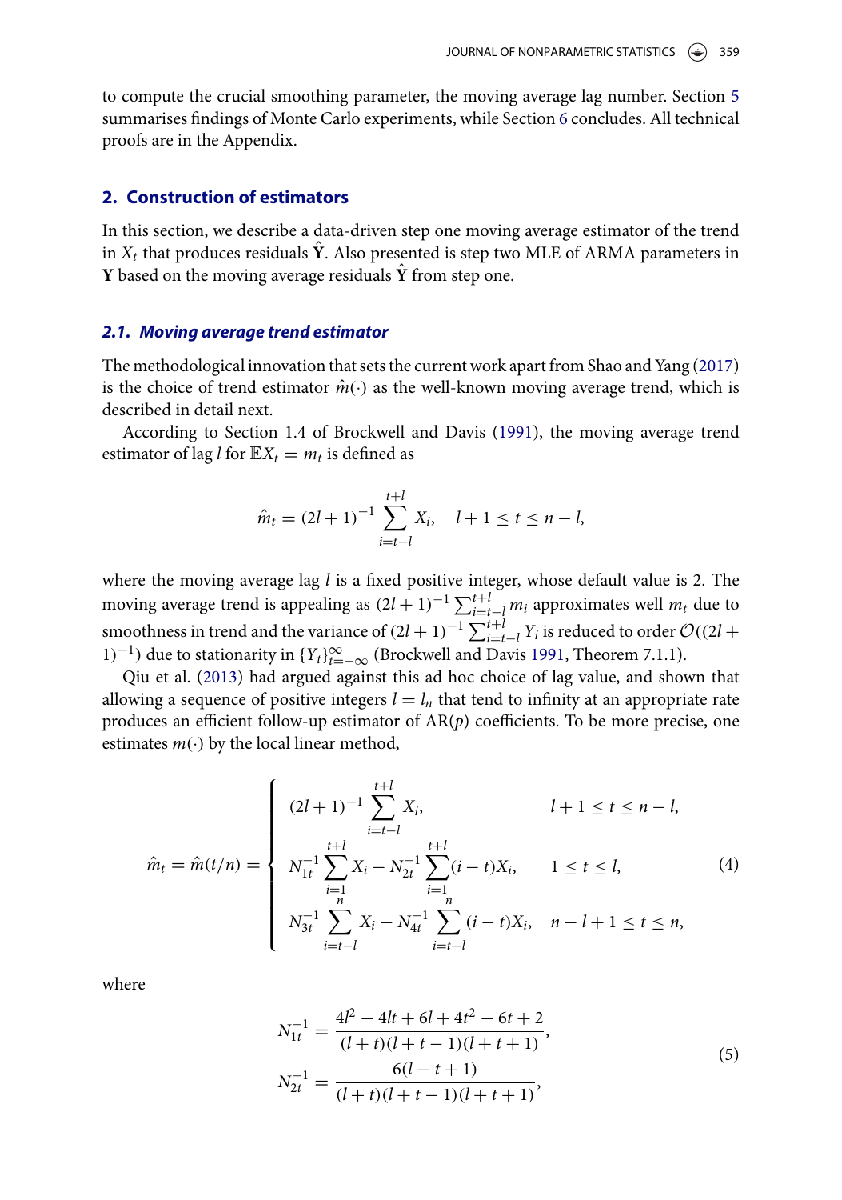to compute the crucial smoothing parameter, the moving average lag number. Section 5 summarises findings of Monte Carlo experiments, while Section 6 concludes. All technical proofs are in the Appendix.

## 2. Construction of estimators

In this section, we describe a data-driven step one moving average estimator of the trend in $X_t$ that produces residuals $\hat{\mathbf{Y}}$. Also presented is step two MLE of ARMA parameters in $\mathbf{Y}$ based on the moving average residuals $\hat{\mathbf{Y}}$ from step one.

### 2.1. Moving average trend estimator

The methodological innovation that sets the current work apart from Shao and Yang (2017) is the choice of trend estimator $\hat{m}(\cdot)$ as the well-known moving average trend, which is described in detail next.

According to Section 1.4 of Brockwell and Davis (1991), the moving average trend estimator of lag $l$ for $\mathbb{E}X_t = m_t$ is defined as

$$\hat{m}_t = (2l+1)^{-1} \sum_{i=t-l}^{t+l} X_i, \quad l+1 \le t \le n-l,$$

where the moving average lag $l$ is a fixed positive integer, whose default value is 2. The moving average trend is appealing as $(2l+1)^{-1} \sum_{i=t-l}^{t+l} m_i$ approximates well $m_t$ due to smoothness in trend and the variance of $(2l+1)^{-1} \sum_{i=t-l}^{t+l} Y_i$ is reduced to order $\mathcal{O}((2l+1)^{-1})$ due to stationarity in $\{Y_t\}_{t=-\infty}^{\infty}$ (Brockwell and Davis 1991, Theorem 7.1.1).

Qiu et al. (2013) had argued against this ad hoc choice of lag value, and shown that allowing a sequence of positive integers $l = l_n$ that tend to infinity at an appropriate rate produces an efficient follow-up estimator of AR($p$) coefficients. To be more precise, one estimates $m(\cdot)$ by the local linear method,

$$\hat{m}_t = \hat{m}(t/n) = \begin{cases} (2l+1)^{-1} \sum_{i=t-l}^{t+l} X_i, & l+1 \le t \le n-l, \\ N_{1t}^{-1} \sum_{i=1}^{t+l} X_i - N_{2t}^{-1} \sum_{i=1}^{t+l} (i-t) X_i, & 1 \le t \le l, \\ N_{3t}^{-1} \sum_{i=t-l}^{n} X_i - N_{4t}^{-1} \sum_{i=t-l}^{n} (i-t) X_i, & n-l+1 \le t \le n, \end{cases} \tag{4}$$

where

$$N_{1t}^{-1} = \frac{4l^2 - 4lt + 6l + 4t^2 - 6t + 2}{(l+t)(l+t-1)(l+t+1)},$$
$$N_{2t}^{-1} = \frac{6(l-t+1)}{(l+t)(l+t-1)(l+t+1)}, \tag{5}$$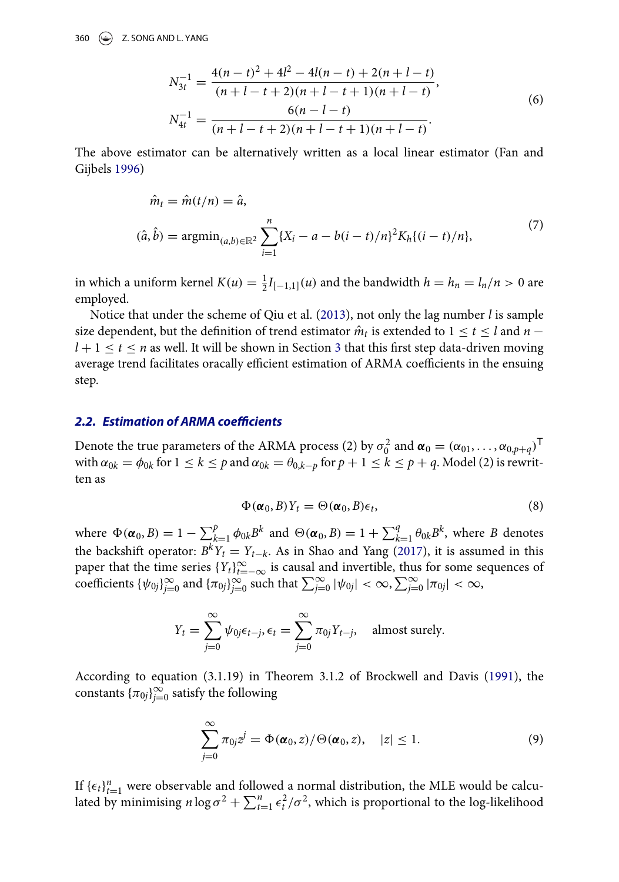$$
\begin{aligned}
N_{3t}^{-1} &= \frac{4(n-t)^2 + 4l^2 - 4l(n-t) + 2(n+l-t)}{(n+l-t+2)(n+l-t+1)(n+l-t)}, \\
N_{4t}^{-1} &= \frac{6(n-l-t)}{(n+l-t+2)(n+l-t+1)(n+l-t)}.
\end{aligned} \tag{6}
$$

The above estimator can be alternatively written as a local linear estimator (Fan and Gijbels 1996)

$$
\begin{aligned}
\hat{m}_t &= \hat{m}(t/n) = \hat{a}, \\
(\hat{a}, \hat{b}) &= \operatorname{argmin}_{(a,b)\in\mathbb{R}^2} \sum_{i=1}^{n} \{X_i - a - b(i-t)/n\}^2 K_h\{(i-t)/n\},
\end{aligned} \tag{7}
$$

in which a uniform kernel $K(u) = \frac{1}{2} I_{[-1,1]}(u)$ and the bandwidth $h = h_n = l_n/n > 0$ are employed.

Notice that under the scheme of Qiu et al. (2013), not only the lag number $l$ is sample size dependent, but the definition of trend estimator $\hat{m}_t$ is extended to $1 \le t \le l$ and $n - l + 1 \le t \le n$ as well. It will be shown in Section 3 that this first step data-driven moving average trend facilitates oracally efficient estimation of ARMA coefficients in the ensuing step.

### 2.2. *Estimation of ARMA coefficients*

Denote the true parameters of the ARMA process (2) by $\sigma_0^2$ and $\boldsymbol{\alpha}_0 = (\alpha_{01}, \ldots, \alpha_{0,p+q})^{\mathsf{T}}$ with $\alpha_{0k} = \phi_{0k}$ for $1 \le k \le p$ and $\alpha_{0k} = \theta_{0,k-p}$ for $p+1 \le k \le p+q$. Model (2) is rewritten as

$$
\Phi(\boldsymbol{\alpha}_0, B) Y_t = \Theta(\boldsymbol{\alpha}_0, B)\epsilon_t, \tag{8}
$$

where $\Phi(\boldsymbol{\alpha}_0, B) = 1 - \sum_{k=1}^{p} \phi_{0k} B^k$ and $\Theta(\boldsymbol{\alpha}_0, B) = 1 + \sum_{k=1}^{q} \theta_{0k} B^k$, where $B$ denotes the backshift operator: $B^k Y_t = Y_{t-k}$. As in Shao and Yang (2017), it is assumed in this paper that the time series $\{Y_t\}_{t=-\infty}^{\infty}$ is causal and invertible, thus for some sequences of coefficients $\{\psi_{0j}\}_{j=0}^{\infty}$ and $\{\pi_{0j}\}_{j=0}^{\infty}$ such that $\sum_{j=0}^{\infty} |\psi_{0j}| < \infty, \sum_{j=0}^{\infty} |\pi_{0j}| < \infty$,

$$
Y_t = \sum_{j=0}^{\infty} \psi_{0j} \epsilon_{t-j}, \epsilon_t = \sum_{j=0}^{\infty} \pi_{0j} Y_{t-j}, \quad \text{almost surely.}
$$

According to equation (3.1.19) in Theorem 3.1.2 of Brockwell and Davis (1991), the constants $\{\pi_{0j}\}_{j=0}^{\infty}$ satisfy the following

$$
\sum_{j=0}^{\infty} \pi_{0j} z^j = \Phi(\boldsymbol{\alpha}_0, z)/\Theta(\boldsymbol{\alpha}_0, z), \quad |z| \le 1. \tag{9}
$$

If $\{\epsilon_t\}_{t=1}^{n}$ were observable and followed a normal distribution, the MLE would be calculated by minimising $n \log \sigma^2 + \sum_{t=1}^{n} \epsilon_t^2/\sigma^2$, which is proportional to the log-likelihood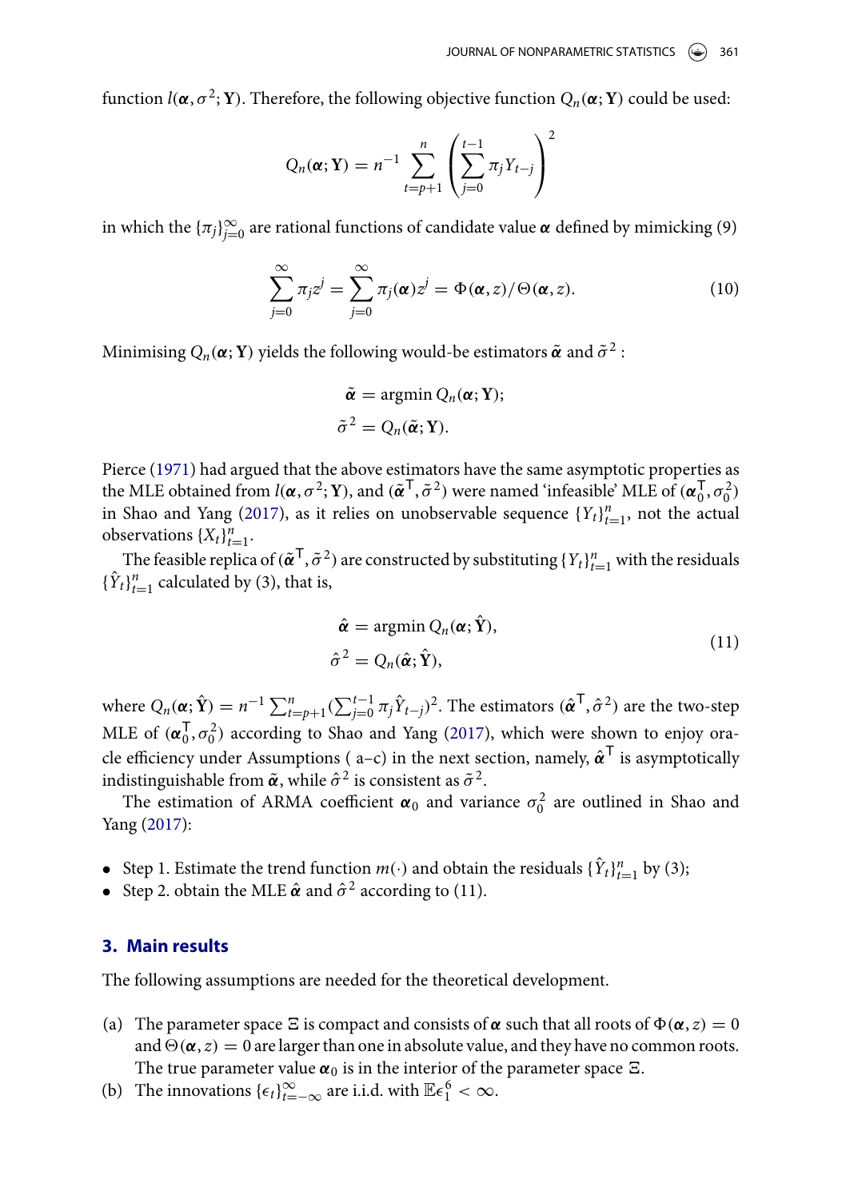function $l(\boldsymbol{\alpha}, \sigma^2; \mathbf{Y})$. Therefore, the following objective function $Q_n(\boldsymbol{\alpha}; \mathbf{Y})$ could be used:

$$Q_n(\boldsymbol{\alpha}; \mathbf{Y}) = n^{-1} \sum_{t=p+1}^{n} \left( \sum_{j=0}^{t-1} \pi_j Y_{t-j} \right)^2$$

in which the $\{\pi_j\}_{j=0}^{\infty}$ are rational functions of candidate value $\boldsymbol{\alpha}$ defined by mimicking (9)

$$\sum_{j=0}^{\infty} \pi_j z^j = \sum_{j=0}^{\infty} \pi_j(\boldsymbol{\alpha}) z^j = \Phi(\boldsymbol{\alpha}, z)/\Theta(\boldsymbol{\alpha}, z). \tag{10}$$

Minimising $Q_n(\boldsymbol{\alpha}; \mathbf{Y})$ yields the following would-be estimators $\tilde{\boldsymbol{\alpha}}$ and $\tilde{\sigma}^2$ :

$$\tilde{\boldsymbol{\alpha}} = \operatorname{argmin} Q_n(\boldsymbol{\alpha}; \mathbf{Y});$$
$$\tilde{\sigma}^2 = Q_n(\tilde{\boldsymbol{\alpha}}; \mathbf{Y}).$$

Pierce (1971) had argued that the above estimators have the same asymptotic properties as the MLE obtained from $l(\boldsymbol{\alpha}, \sigma^2; \mathbf{Y})$, and $(\tilde{\boldsymbol{\alpha}}^\top, \tilde{\sigma}^2)$ were named 'infeasible' MLE of $(\boldsymbol{\alpha}_0^\top, \sigma_0^2)$ in Shao and Yang (2017), as it relies on unobservable sequence $\{Y_t\}_{t=1}^n$, not the actual observations $\{X_t\}_{t=1}^n$.

The feasible replica of $(\tilde{\boldsymbol{\alpha}}^\top, \tilde{\sigma}^2)$ are constructed by substituting $\{Y_t\}_{t=1}^n$ with the residuals $\{\hat{Y}_t\}_{t=1}^n$ calculated by (3), that is,

$$\begin{aligned} \hat{\boldsymbol{\alpha}} &= \operatorname{argmin} Q_n(\boldsymbol{\alpha}; \hat{\mathbf{Y}}), \\ \hat{\sigma}^2 &= Q_n(\hat{\boldsymbol{\alpha}}; \hat{\mathbf{Y}}), \end{aligned} \tag{11}$$

where $Q_n(\boldsymbol{\alpha}; \hat{\mathbf{Y}}) = n^{-1} \sum_{t=p+1}^{n} (\sum_{j=0}^{t-1} \pi_j \hat{Y}_{t-j})^2$. The estimators $(\hat{\boldsymbol{\alpha}}^\top, \hat{\sigma}^2)$ are the two-step MLE of $(\boldsymbol{\alpha}_0^\top, \sigma_0^2)$ according to Shao and Yang (2017), which were shown to enjoy oracle efficiency under Assumptions ( a–c) in the next section, namely, $\hat{\boldsymbol{\alpha}}^\top$ is asymptotically indistinguishable from $\tilde{\boldsymbol{\alpha}}$, while $\hat{\sigma}^2$ is consistent as $\tilde{\sigma}^2$.

The estimation of ARMA coefficient $\boldsymbol{\alpha}_0$ and variance $\sigma_0^2$ are outlined in Shao and Yang (2017):

- Step 1. Estimate the trend function $m(\cdot)$ and obtain the residuals $\{\hat{Y}_t\}_{t=1}^n$ by (3);
- Step 2. obtain the MLE $\hat{\boldsymbol{\alpha}}$ and $\hat{\sigma}^2$ according to (11).

## 3. Main results

The following assumptions are needed for the theoretical development.

(a) The parameter space $\Xi$ is compact and consists of $\boldsymbol{\alpha}$ such that all roots of $\Phi(\boldsymbol{\alpha}, z) = 0$ and $\Theta(\boldsymbol{\alpha}, z) = 0$ are larger than one in absolute value, and they have no common roots. The true parameter value $\boldsymbol{\alpha}_0$ is in the interior of the parameter space $\Xi$.

(b) The innovations $\{\epsilon_t\}_{t=-\infty}^{\infty}$ are i.i.d. with $\mathbb{E}\epsilon_1^6 < \infty$.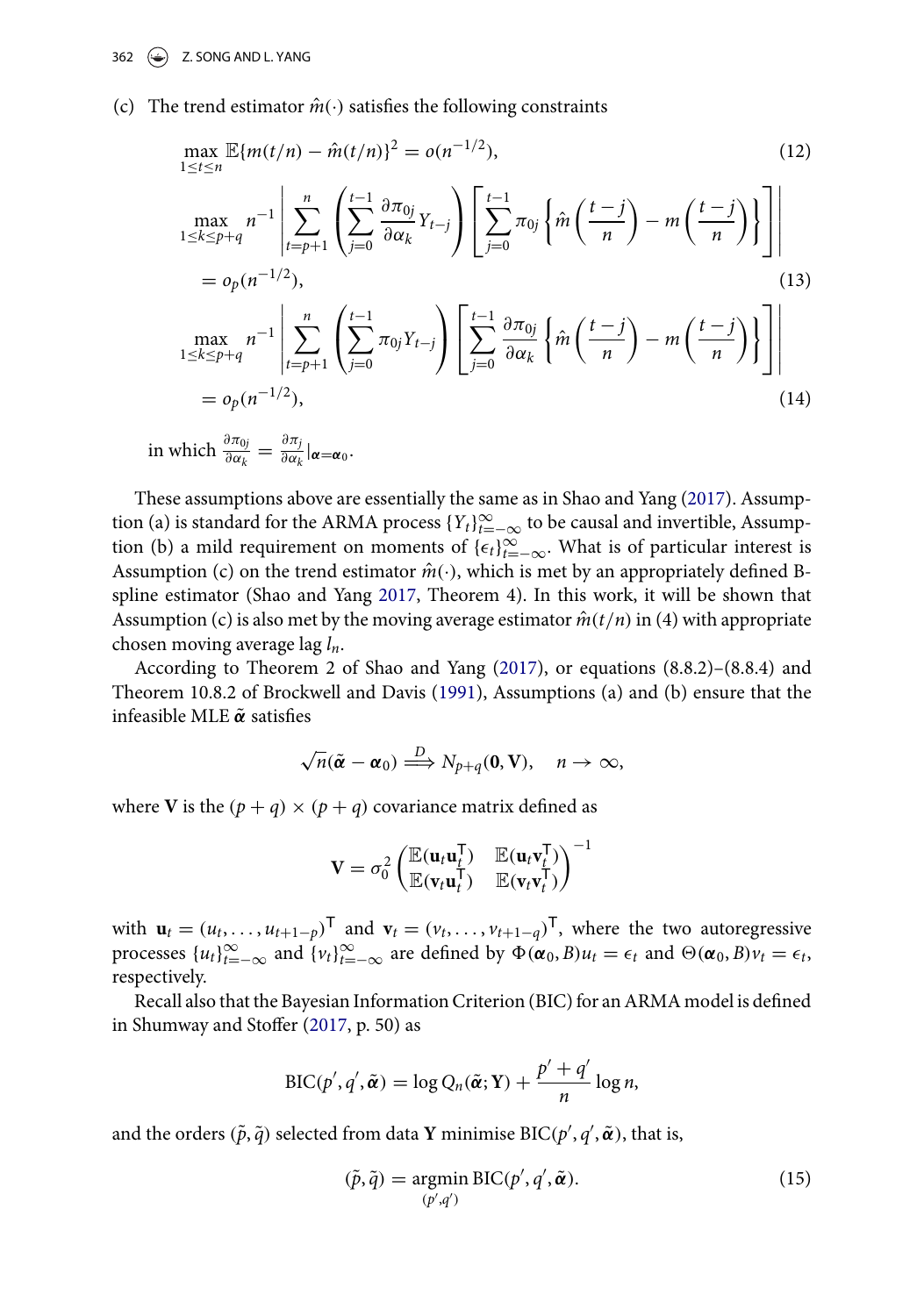(c) The trend estimator $\hat{m}(\cdot)$ satisfies the following constraints

$$\max_{1\le t\le n} \mathbb{E}\{m(t/n) - \hat{m}(t/n)\}^2 = o(n^{-1/2}), \tag{12}$$

$$\max_{1\le k\le p+q} n^{-1} \left| \sum_{t=p+1}^{n} \left( \sum_{j=0}^{t-1} \frac{\partial \pi_{0j}}{\partial \alpha_k} Y_{t-j} \right) \left[ \sum_{j=0}^{t-1} \pi_{0j} \left\{ \hat{m}\left(\frac{t-j}{n}\right) - m\left(\frac{t-j}{n}\right) \right\} \right] \right|$$
$$= o_p(n^{-1/2}), \tag{13}$$

$$\max_{1\le k\le p+q} n^{-1} \left| \sum_{t=p+1}^{n} \left( \sum_{j=0}^{t-1} \pi_{0j} Y_{t-j} \right) \left[ \sum_{j=0}^{t-1} \frac{\partial \pi_{0j}}{\partial \alpha_k} \left\{ \hat{m}\left(\frac{t-j}{n}\right) - m\left(\frac{t-j}{n}\right) \right\} \right] \right|$$
$$= o_p(n^{-1/2}), \tag{14}$$

in which $\frac{\partial \pi_{0j}}{\partial \alpha_k} = \frac{\partial \pi_j}{\partial \alpha_k}|_{\boldsymbol{\alpha}=\boldsymbol{\alpha}_0}$.

These assumptions above are essentially the same as in Shao and Yang (2017). Assumption (a) is standard for the ARMA process $\{Y_t\}_{t=-\infty}^{\infty}$ to be causal and invertible, Assumption (b) a mild requirement on moments of $\{\epsilon_t\}_{t=-\infty}^{\infty}$. What is of particular interest is Assumption (c) on the trend estimator $\hat{m}(\cdot)$, which is met by an appropriately defined B-spline estimator (Shao and Yang 2017, Theorem 4). In this work, it will be shown that Assumption (c) is also met by the moving average estimator $\hat{m}(t/n)$ in (4) with appropriate chosen moving average lag $l_n$.

According to Theorem 2 of Shao and Yang (2017), or equations (8.8.2)–(8.8.4) and Theorem 10.8.2 of Brockwell and Davis (1991), Assumptions (a) and (b) ensure that the infeasible MLE $\tilde{\boldsymbol{\alpha}}$ satisfies

$$\sqrt{n}(\tilde{\boldsymbol{\alpha}} - \boldsymbol{\alpha}_0) \overset{D}{\Longrightarrow} N_{p+q}(\mathbf{0}, \mathbf{V}), \quad n \to \infty,$$

where $\mathbf{V}$ is the $(p+q) \times (p+q)$ covariance matrix defined as

$$\mathbf{V} = \sigma_0^2 \begin{pmatrix} \mathbb{E}(\mathbf{u}_t \mathbf{u}_t^{\mathsf{T}}) & \mathbb{E}(\mathbf{u}_t \mathbf{v}_t^{\mathsf{T}}) \\ \mathbb{E}(\mathbf{v}_t \mathbf{u}_t^{\mathsf{T}}) & \mathbb{E}(\mathbf{v}_t \mathbf{v}_t^{\mathsf{T}}) \end{pmatrix}^{-1}$$

with $\mathbf{u}_t = (u_t, \ldots, u_{t+1-p})^{\mathsf{T}}$ and $\mathbf{v}_t = (v_t, \ldots, v_{t+1-q})^{\mathsf{T}}$, where the two autoregressive processes $\{u_t\}_{t=-\infty}^{\infty}$ and $\{v_t\}_{t=-\infty}^{\infty}$ are defined by $\Phi(\boldsymbol{\alpha}_0, B)u_t = \epsilon_t$ and $\Theta(\boldsymbol{\alpha}_0, B)v_t = \epsilon_t$, respectively.

Recall also that the Bayesian Information Criterion (BIC) for an ARMA model is defined in Shumway and Stoffer (2017, p. 50) as

$$\text{BIC}(p', q', \tilde{\boldsymbol{\alpha}}) = \log Q_n(\tilde{\boldsymbol{\alpha}}; \mathbf{Y}) + \frac{p' + q'}{n} \log n,$$

and the orders $(\tilde{p}, \tilde{q})$ selected from data $\mathbf{Y}$ minimise $\text{BIC}(p', q', \tilde{\boldsymbol{\alpha}})$, that is,

$$(\tilde{p}, \tilde{q}) = \underset{(p',q')}{\text{argmin}}\, \text{BIC}(p', q', \tilde{\boldsymbol{\alpha}}). \tag{15}$$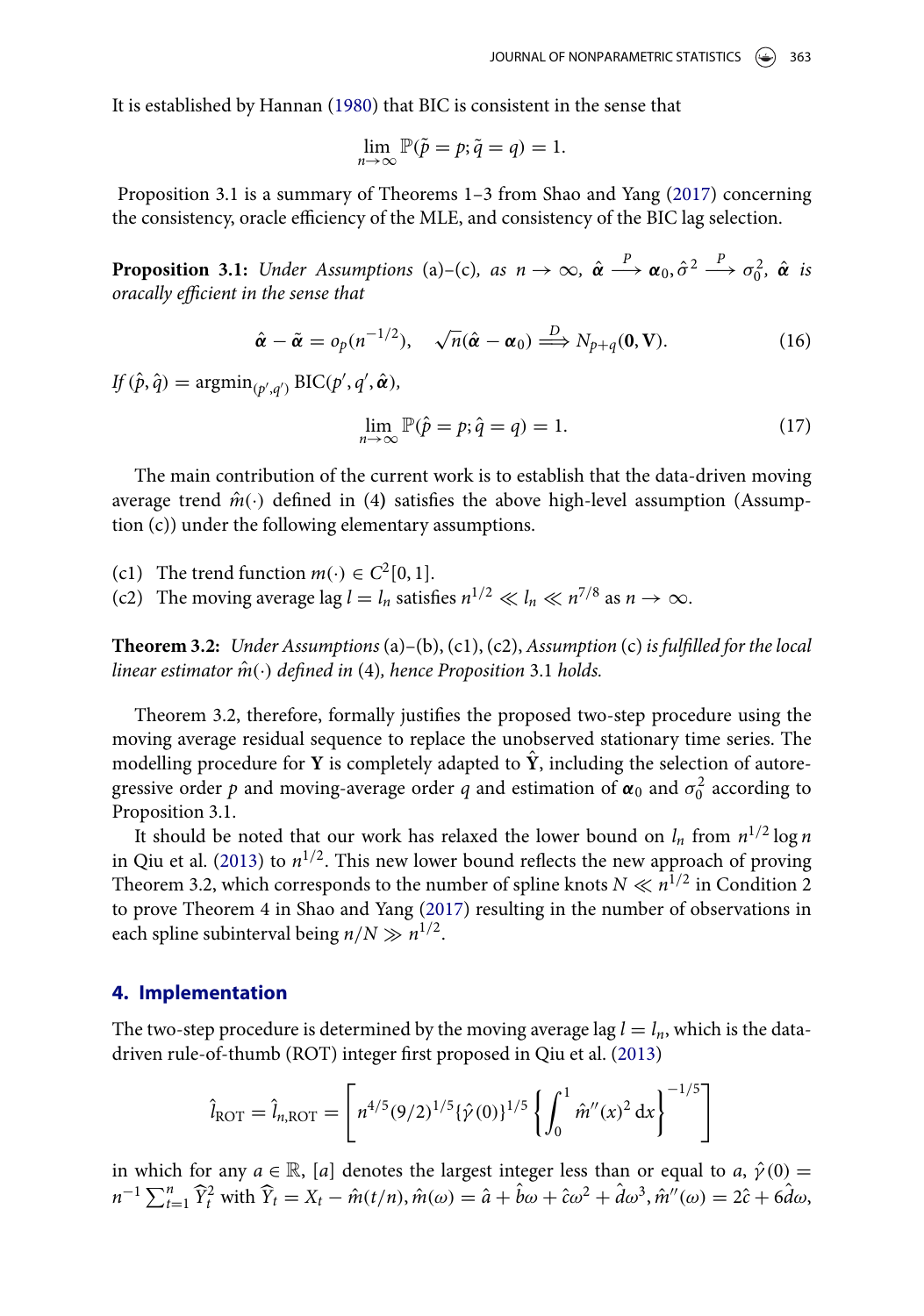It is established by Hannan (1980) that BIC is consistent in the sense that

$$\lim_{n\to\infty} \mathbb{P}(\tilde{p} = p; \tilde{q} = q) = 1.$$

Proposition 3.1 is a summary of Theorems 1–3 from Shao and Yang (2017) concerning the consistency, oracle efficiency of the MLE, and consistency of the BIC lag selection.

**Proposition 3.1:** *Under Assumptions* (a)–(c)*, as* $n \to \infty$*,* $\hat{\boldsymbol{\alpha}} \xrightarrow{P} \boldsymbol{\alpha}_0, \hat{\sigma}^2 \xrightarrow{P} \sigma_0^2$*,* $\hat{\boldsymbol{\alpha}}$ *is oracally efficient in the sense that*

$$\hat{\boldsymbol{\alpha}} - \tilde{\boldsymbol{\alpha}} = o_p(n^{-1/2}), \quad \sqrt{n}(\hat{\boldsymbol{\alpha}} - \boldsymbol{\alpha}_0) \xrightarrow{D} N_{p+q}(\mathbf{0}, \mathbf{V}). \tag{16}$$

*If* $(\hat{p}, \hat{q}) = \operatorname{argmin}_{(p',q')} \operatorname{BIC}(p', q', \hat{\boldsymbol{\alpha}})$,

$$\lim_{n\to\infty} \mathbb{P}(\hat{p} = p; \hat{q} = q) = 1. \tag{17}$$

The main contribution of the current work is to establish that the data-driven moving average trend $\hat{m}(\cdot)$ defined in (4) satisfies the above high-level assumption (Assumption (c)) under the following elementary assumptions.

- (c1) The trend function $m(\cdot) \in C^2[0, 1]$.
- (c2) The moving average lag $l = l_n$ satisfies $n^{1/2} \ll l_n \ll n^{7/8}$ as $n \to \infty$.

**Theorem 3.2:** *Under Assumptions* (a)–(b), (c1), (c2)*, Assumption* (c) *is fulfilled for the local linear estimator* $\hat{m}(\cdot)$ *defined in* (4)*, hence Proposition* 3.1 *holds.*

Theorem 3.2, therefore, formally justifies the proposed two-step procedure using the moving average residual sequence to replace the unobserved stationary time series. The modelling procedure for $\mathbf{Y}$ is completely adapted to $\hat{\mathbf{Y}}$, including the selection of autoregressive order $p$ and moving-average order $q$ and estimation of $\boldsymbol{\alpha}_0$ and $\sigma_0^2$ according to Proposition 3.1.

It should be noted that our work has relaxed the lower bound on $l_n$ from $n^{1/2}\log n$ in Qiu et al. (2013) to $n^{1/2}$. This new lower bound reflects the new approach of proving Theorem 3.2, which corresponds to the number of spline knots $N \ll n^{1/2}$ in Condition 2 to prove Theorem 4 in Shao and Yang (2017) resulting in the number of observations in each spline subinterval being $n/N \gg n^{1/2}$.

## 4. Implementation

The two-step procedure is determined by the moving average lag $l = l_n$, which is the data-driven rule-of-thumb (ROT) integer first proposed in Qiu et al. (2013)

$$\hat{l}_{\text{ROT}} = \hat{l}_{n,\text{ROT}} = \left[ n^{4/5}(9/2)^{1/5}\{\hat{\gamma}(0)\}^{1/5} \left\{ \int_0^1 \hat{m}''(x)^2 \,\mathrm{d}x \right\}^{-1/5} \right]$$

in which for any $a \in \mathbb{R}$, $[a]$ denotes the largest integer less than or equal to $a$, $\hat{\gamma}(0) = n^{-1}\sum_{t=1}^{n} \widehat{Y}_t^2$ with $\widehat{Y}_t = X_t - \hat{m}(t/n), \hat{m}(\omega) = \hat{a} + \hat{b}\omega + \hat{c}\omega^2 + \hat{d}\omega^3, \hat{m}''(\omega) = 2\hat{c} + 6\hat{d}\omega,$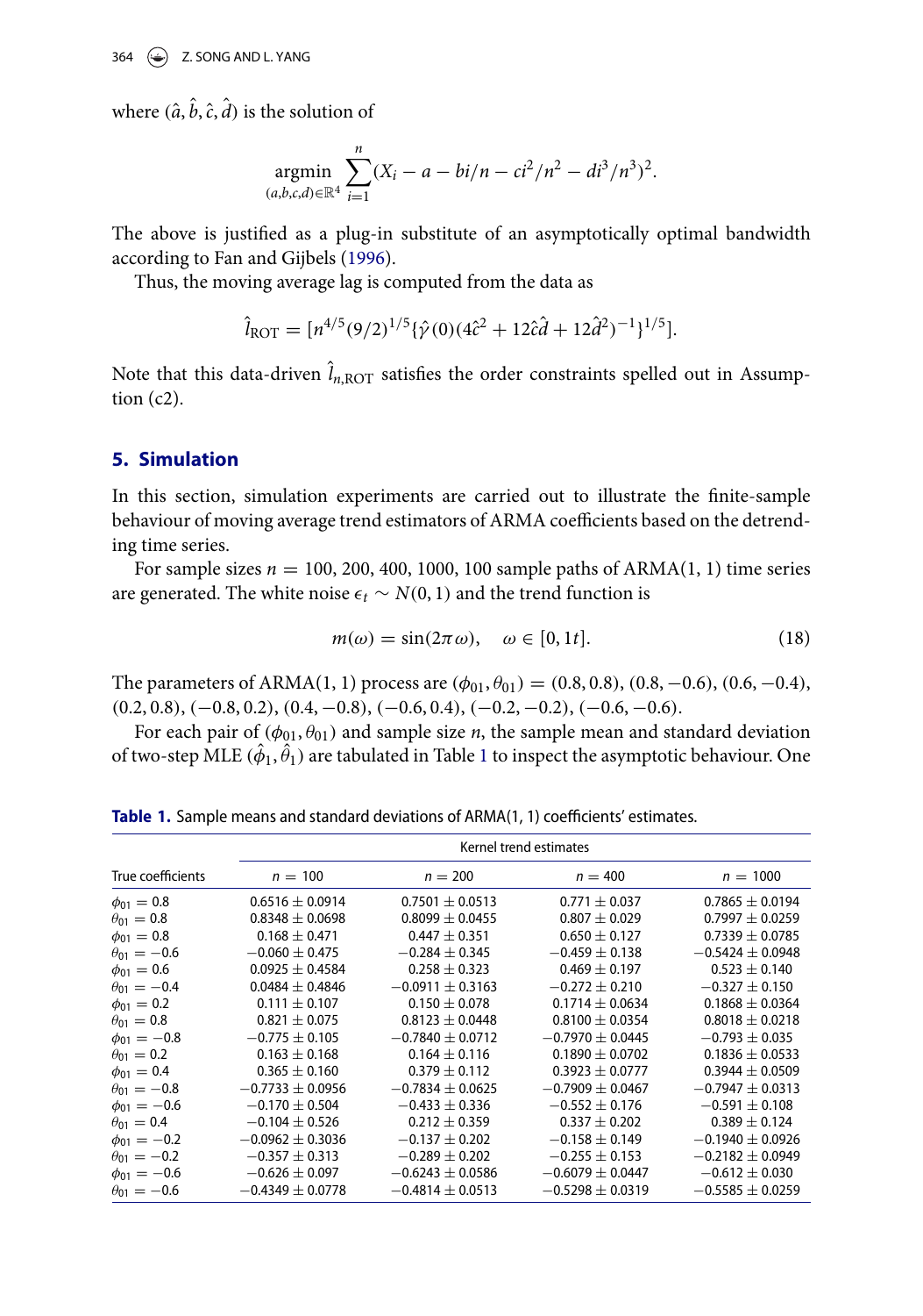where $(\hat{a}, \hat{b}, \hat{c}, \hat{d})$ is the solution of

$$\underset{(a,b,c,d)\in\mathbb{R}^4}{\operatorname{argmin}} \sum_{i=1}^{n} (X_i - a - bi/n - ci^2/n^2 - di^3/n^3)^2.$$

The above is justified as a plug-in substitute of an asymptotically optimal bandwidth according to Fan and Gijbels (1996).

Thus, the moving average lag is computed from the data as

$$\hat{l}_{\mathrm{ROT}} = [n^{4/5}(9/2)^{1/5}\{\hat{\gamma}(0)(4\hat{c}^2 + 12\hat{c}\hat{d} + 12\hat{d}^2)^{-1}\}^{1/5}].$$

Note that this data-driven $\hat{l}_{n,\mathrm{ROT}}$ satisfies the order constraints spelled out in Assumption (c2).

## 5. Simulation

In this section, simulation experiments are carried out to illustrate the finite-sample behaviour of moving average trend estimators of ARMA coefficients based on the detrending time series.

For sample sizes $n = 100, 200, 400, 1000$, 100 sample paths of ARMA(1, 1) time series are generated. The white noise $\epsilon_t \sim N(0, 1)$ and the trend function is

$$m(\omega) = \sin(2\pi\omega), \quad \omega \in [0, 1t]. \tag{18}$$

The parameters of ARMA(1, 1) process are $(\phi_{01}, \theta_{01}) = (0.8, 0.8)$, $(0.8, -0.6)$, $(0.6, -0.4)$, $(0.2, 0.8)$, $(-0.8, 0.2)$, $(0.4, -0.8)$, $(-0.6, 0.4)$, $(-0.2, -0.2)$, $(-0.6, -0.6)$.

For each pair of $(\phi_{01}, \theta_{01})$ and sample size $n$, the sample mean and standard deviation of two-step MLE $(\hat{\phi}_1, \hat{\theta}_1)$ are tabulated in Table 1 to inspect the asymptotic behaviour. One

**Table 1.** Sample means and standard deviations of ARMA(1, 1) coefficients' estimates.

| | Kernel trend estimates | | | |
|---|---|---|---|---|
| True coefficients | $n = 100$ | $n = 200$ | $n = 400$ | $n = 1000$ |
| $\phi_{01} = 0.8$ | $0.6516 \pm 0.0914$ | $0.7501 \pm 0.0513$ | $0.771 \pm 0.037$ | $0.7865 \pm 0.0194$ |
| $\theta_{01} = 0.8$ | $0.8348 \pm 0.0698$ | $0.8099 \pm 0.0455$ | $0.807 \pm 0.029$ | $0.7997 \pm 0.0259$ |
| $\phi_{01} = 0.8$ | $0.168 \pm 0.471$ | $0.447 \pm 0.351$ | $0.650 \pm 0.127$ | $0.7339 \pm 0.0785$ |
| $\theta_{01} = -0.6$ | $-0.060 \pm 0.475$ | $-0.284 \pm 0.345$ | $-0.459 \pm 0.138$ | $-0.5424 \pm 0.0948$ |
| $\phi_{01} = 0.6$ | $0.0925 \pm 0.4584$ | $0.258 \pm 0.323$ | $0.469 \pm 0.197$ | $0.523 \pm 0.140$ |
| $\theta_{01} = -0.4$ | $0.0484 \pm 0.4846$ | $-0.0911 \pm 0.3163$ | $-0.272 \pm 0.210$ | $-0.327 \pm 0.150$ |
| $\phi_{01} = 0.2$ | $0.111 \pm 0.107$ | $0.150 \pm 0.078$ | $0.1714 \pm 0.0634$ | $0.1868 \pm 0.0364$ |
| $\theta_{01} = 0.8$ | $0.821 \pm 0.075$ | $0.8123 \pm 0.0448$ | $0.8100 \pm 0.0354$ | $0.8018 \pm 0.0218$ |
| $\phi_{01} = -0.8$ | $-0.775 \pm 0.105$ | $-0.7840 \pm 0.0712$ | $-0.7970 \pm 0.0445$ | $-0.793 \pm 0.035$ |
| $\theta_{01} = 0.2$ | $0.163 \pm 0.168$ | $0.164 \pm 0.116$ | $0.1890 \pm 0.0702$ | $0.1836 \pm 0.0533$ |
| $\phi_{01} = 0.4$ | $0.365 \pm 0.160$ | $0.379 \pm 0.112$ | $0.3923 \pm 0.0777$ | $0.3944 \pm 0.0509$ |
| $\theta_{01} = -0.8$ | $-0.7733 \pm 0.0956$ | $-0.7834 \pm 0.0625$ | $-0.7909 \pm 0.0467$ | $-0.7947 \pm 0.0313$ |
| $\phi_{01} = -0.6$ | $-0.170 \pm 0.504$ | $-0.433 \pm 0.336$ | $-0.552 \pm 0.176$ | $-0.591 \pm 0.108$ |
| $\theta_{01} = 0.4$ | $-0.104 \pm 0.526$ | $0.212 \pm 0.359$ | $0.337 \pm 0.202$ | $0.389 \pm 0.124$ |
| $\phi_{01} = -0.2$ | $-0.0962 \pm 0.3036$ | $-0.137 \pm 0.202$ | $-0.158 \pm 0.149$ | $-0.1940 \pm 0.0926$ |
| $\theta_{01} = -0.2$ | $-0.357 \pm 0.313$ | $-0.289 \pm 0.202$ | $-0.255 \pm 0.153$ | $-0.2182 \pm 0.0949$ |
| $\phi_{01} = -0.6$ | $-0.626 \pm 0.097$ | $-0.6243 \pm 0.0586$ | $-0.6079 \pm 0.0447$ | $-0.612 \pm 0.030$ |
| $\theta_{01} = -0.6$ | $-0.4349 \pm 0.0778$ | $-0.4814 \pm 0.0513$ | $-0.5298 \pm 0.0319$ | $-0.5585 \pm 0.0259$ |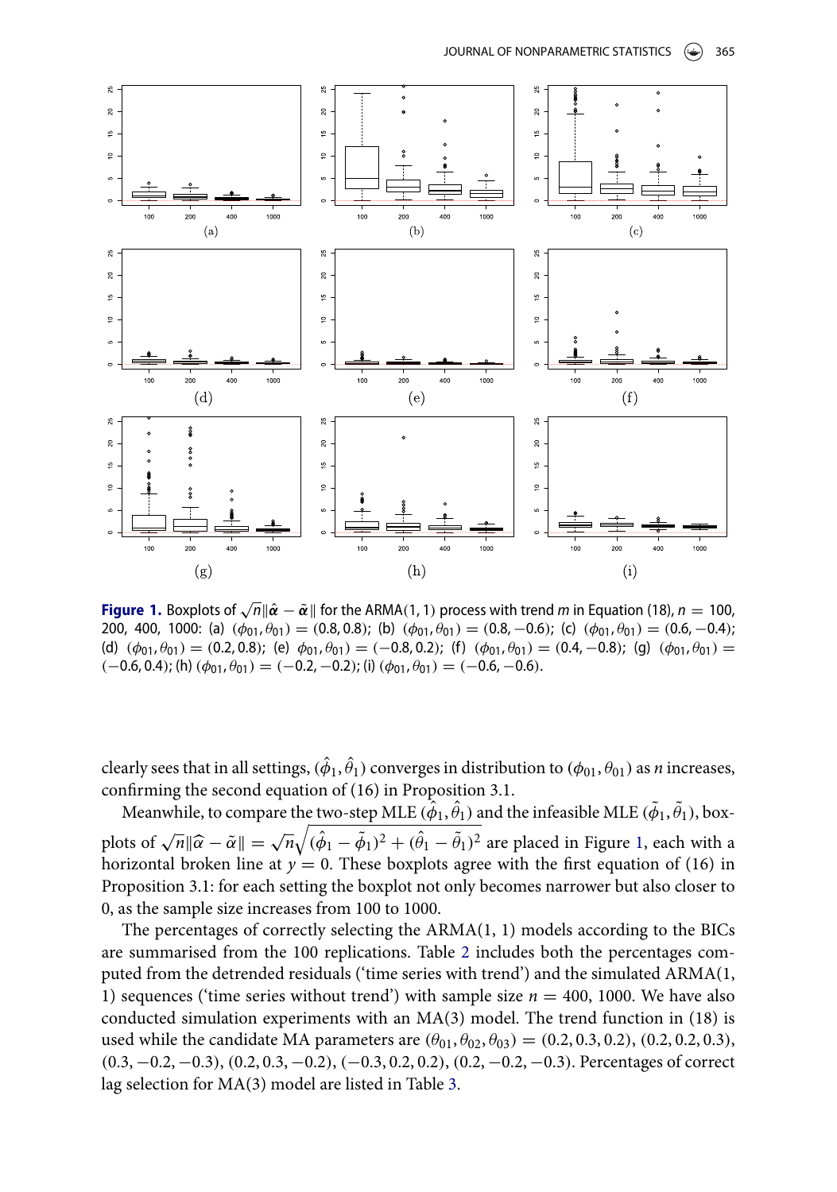**Figure 1.** Boxplots of $\sqrt{n}\|\hat{\boldsymbol{\alpha}} - \tilde{\boldsymbol{\alpha}}\|$ for the ARMA(1, 1) process with trend $m$ in Equation (18), $n = 100$, 200, 400, 1000: (a) $(\phi_{01}, \theta_{01}) = (0.8, 0.8)$; (b) $(\phi_{01}, \theta_{01}) = (0.8, -0.6)$; (c) $(\phi_{01}, \theta_{01}) = (0.6, -0.4)$; (d) $(\phi_{01}, \theta_{01}) = (0.2, 0.8)$; (e) $\phi_{01}, \theta_{01}) = (-0.8, 0.2)$; (f) $(\phi_{01}, \theta_{01}) = (0.4, -0.8)$; (g) $(\phi_{01}, \theta_{01}) = (-0.6, 0.4)$; (h) $(\phi_{01}, \theta_{01}) = (-0.2, -0.2)$; (i) $(\phi_{01}, \theta_{01}) = (-0.6, -0.6)$.

clearly sees that in all settings, $(\hat{\phi}_1, \hat{\theta}_1)$ converges in distribution to $(\phi_{01}, \theta_{01})$ as $n$ increases, confirming the second equation of (16) in Proposition 3.1.

Meanwhile, to compare the two-step MLE $(\hat{\phi}_1, \hat{\theta}_1)$ and the infeasible MLE $(\tilde{\phi}_1, \tilde{\theta}_1)$, boxplots of $\sqrt{n}\|\widehat{\alpha} - \tilde{\alpha}\| = \sqrt{n}\sqrt{(\hat{\phi}_1 - \tilde{\phi}_1)^2 + (\hat{\theta}_1 - \tilde{\theta}_1)^2}$ are placed in Figure 1, each with a horizontal broken line at $y = 0$. These boxplots agree with the first equation of (16) in Proposition 3.1: for each setting the boxplot not only becomes narrower but also closer to 0, as the sample size increases from 100 to 1000.

The percentages of correctly selecting the ARMA(1, 1) models according to the BICs are summarised from the 100 replications. Table 2 includes both the percentages computed from the detrended residuals ('time series with trend') and the simulated ARMA(1, 1) sequences ('time series without trend') with sample size $n = 400$, 1000. We have also conducted simulation experiments with an MA(3) model. The trend function in (18) is used while the candidate MA parameters are $(\theta_{01}, \theta_{02}, \theta_{03}) = (0.2, 0.3, 0.2)$, $(0.2, 0.2, 0.3)$, $(0.3, -0.2, -0.3)$, $(0.2, 0.3, -0.2)$, $(-0.3, 0.2, 0.2)$, $(0.2, -0.2, -0.3)$. Percentages of correct lag selection for MA(3) model are listed in Table 3.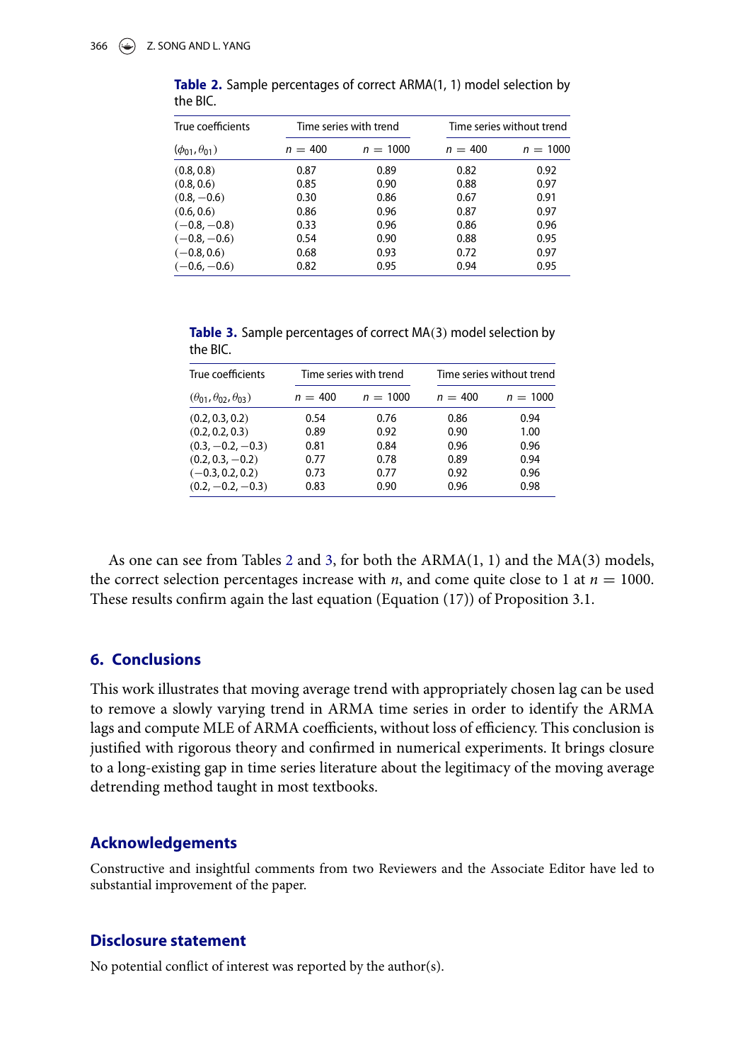**Table 2.** Sample percentages of correct ARMA(1, 1) model selection by the BIC.

| True coefficients | Time series with trend | | Time series without trend | |
|---|---|---|---|---|
| $(\phi_{01}, \theta_{01})$ | $n = 400$ | $n = 1000$ | $n = 400$ | $n = 1000$ |
| $(0.8, 0.8)$ | 0.87 | 0.89 | 0.82 | 0.92 |
| $(0.8, 0.6)$ | 0.85 | 0.90 | 0.88 | 0.97 |
| $(0.8, -0.6)$ | 0.30 | 0.86 | 0.67 | 0.91 |
| $(0.6, 0.6)$ | 0.86 | 0.96 | 0.87 | 0.97 |
| $(-0.8, -0.8)$ | 0.33 | 0.96 | 0.86 | 0.96 |
| $(-0.8, -0.6)$ | 0.54 | 0.90 | 0.88 | 0.95 |
| $(-0.8, 0.6)$ | 0.68 | 0.93 | 0.72 | 0.97 |
| $(-0.6, -0.6)$ | 0.82 | 0.95 | 0.94 | 0.95 |

**Table 3.** Sample percentages of correct MA(3) model selection by the BIC.

| True coefficients | Time series with trend | | Time series without trend | |
|---|---|---|---|---|
| $(\theta_{01}, \theta_{02}, \theta_{03})$ | $n = 400$ | $n = 1000$ | $n = 400$ | $n = 1000$ |
| $(0.2, 0.3, 0.2)$ | 0.54 | 0.76 | 0.86 | 0.94 |
| $(0.2, 0.2, 0.3)$ | 0.89 | 0.92 | 0.90 | 1.00 |
| $(0.3, -0.2, -0.3)$ | 0.81 | 0.84 | 0.96 | 0.96 |
| $(0.2, 0.3, -0.2)$ | 0.77 | 0.78 | 0.89 | 0.94 |
| $(-0.3, 0.2, 0.2)$ | 0.73 | 0.77 | 0.92 | 0.96 |
| $(0.2, -0.2, -0.3)$ | 0.83 | 0.90 | 0.96 | 0.98 |

As one can see from Tables 2 and 3, for both the ARMA(1, 1) and the MA(3) models, the correct selection percentages increase with $n$, and come quite close to 1 at $n = 1000$. These results confirm again the last equation (Equation (17)) of Proposition 3.1.

## 6. Conclusions

This work illustrates that moving average trend with appropriately chosen lag can be used to remove a slowly varying trend in ARMA time series in order to identify the ARMA lags and compute MLE of ARMA coefficients, without loss of efficiency. This conclusion is justified with rigorous theory and confirmed in numerical experiments. It brings closure to a long-existing gap in time series literature about the legitimacy of the moving average detrending method taught in most textbooks.

## Acknowledgements

Constructive and insightful comments from two Reviewers and the Associate Editor have led to substantial improvement of the paper.

## Disclosure statement

No potential conflict of interest was reported by the author(s).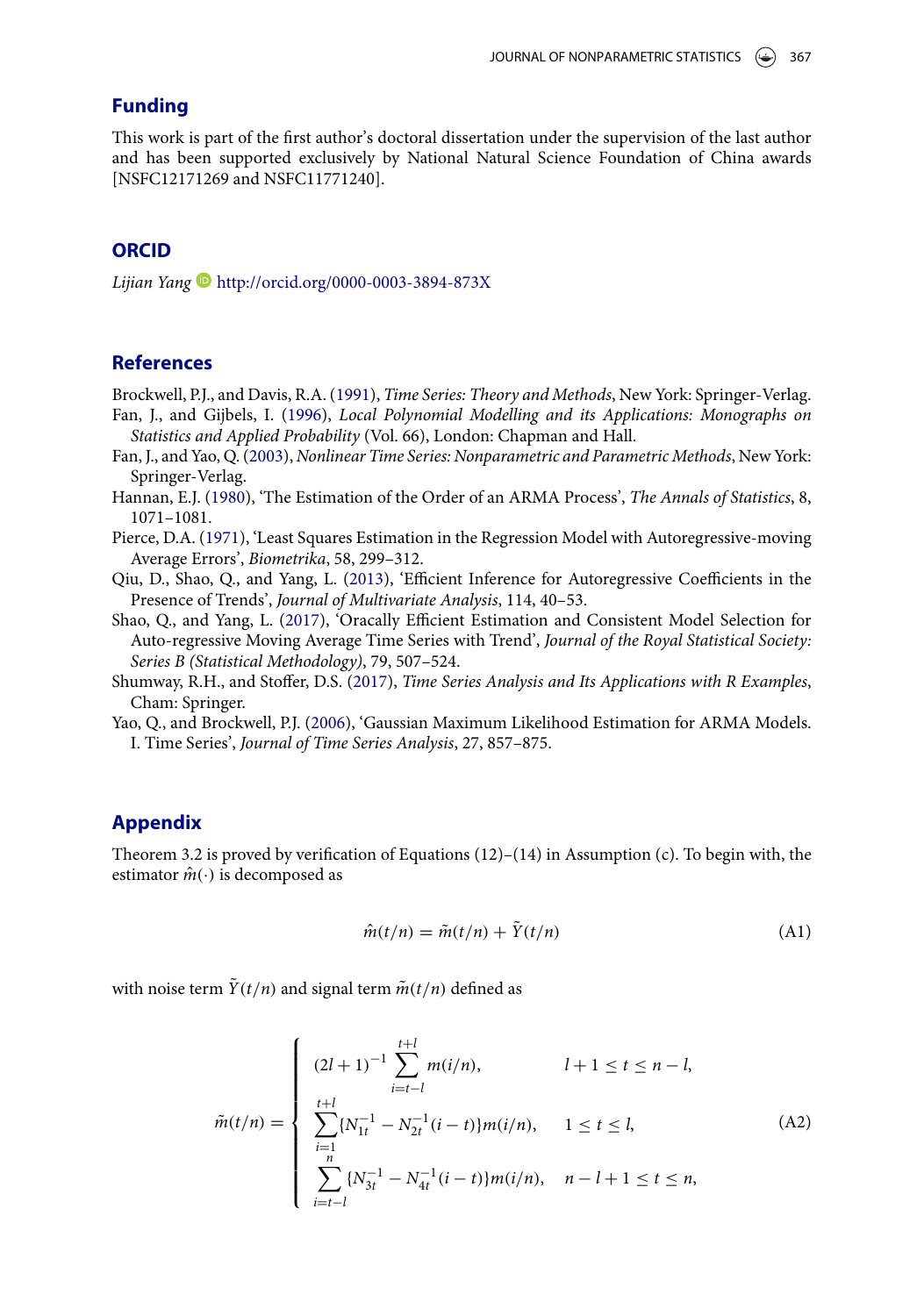## Funding

This work is part of the first author's doctoral dissertation under the supervision of the last author and has been supported exclusively by National Natural Science Foundation of China awards [NSFC12171269 and NSFC11771240].

## ORCID

*Lijian Yang* http://orcid.org/0000-0003-3894-873X

## References

Brockwell, P.J., and Davis, R.A. (1991), *Time Series: Theory and Methods*, New York: Springer-Verlag.

Fan, J., and Gijbels, I. (1996), *Local Polynomial Modelling and its Applications: Monographs on Statistics and Applied Probability* (Vol. 66), London: Chapman and Hall.

Fan, J., and Yao, Q. (2003), *Nonlinear Time Series: Nonparametric and Parametric Methods*, New York: Springer-Verlag.

Hannan, E.J. (1980), 'The Estimation of the Order of an ARMA Process', *The Annals of Statistics*, 8, 1071–1081.

Pierce, D.A. (1971), 'Least Squares Estimation in the Regression Model with Autoregressive-moving Average Errors', *Biometrika*, 58, 299–312.

Qiu, D., Shao, Q., and Yang, L. (2013), 'Efficient Inference for Autoregressive Coefficients in the Presence of Trends', *Journal of Multivariate Analysis*, 114, 40–53.

Shao, Q., and Yang, L. (2017), 'Oracally Efficient Estimation and Consistent Model Selection for Auto-regressive Moving Average Time Series with Trend', *Journal of the Royal Statistical Society: Series B (Statistical Methodology)*, 79, 507–524.

Shumway, R.H., and Stoffer, D.S. (2017), *Time Series Analysis and Its Applications with R Examples*, Cham: Springer.

Yao, Q., and Brockwell, P.J. (2006), 'Gaussian Maximum Likelihood Estimation for ARMA Models. I. Time Series', *Journal of Time Series Analysis*, 27, 857–875.

## Appendix

Theorem 3.2 is proved by verification of Equations (12)–(14) in Assumption (c). To begin with, the estimator $\hat{m}(\cdot)$ is decomposed as

$$\hat{m}(t/n) = \tilde{m}(t/n) + \tilde{Y}(t/n) \tag{A1}$$

with noise term $\tilde{Y}(t/n)$ and signal term $\tilde{m}(t/n)$ defined as

$$\tilde{m}(t/n) = \begin{cases} (2l+1)^{-1} \sum_{i=t-l}^{t+l} m(i/n), & l+1 \le t \le n-l, \\ \sum_{i=1}^{t+l} \{N_{1t}^{-1} - N_{2t}^{-1}(i-t)\} m(i/n), & 1 \le t \le l, \\ \sum_{i=t-l}^{n} \{N_{3t}^{-1} - N_{4t}^{-1}(i-t)\} m(i/n), & n-l+1 \le t \le n, \end{cases} \tag{A2}$$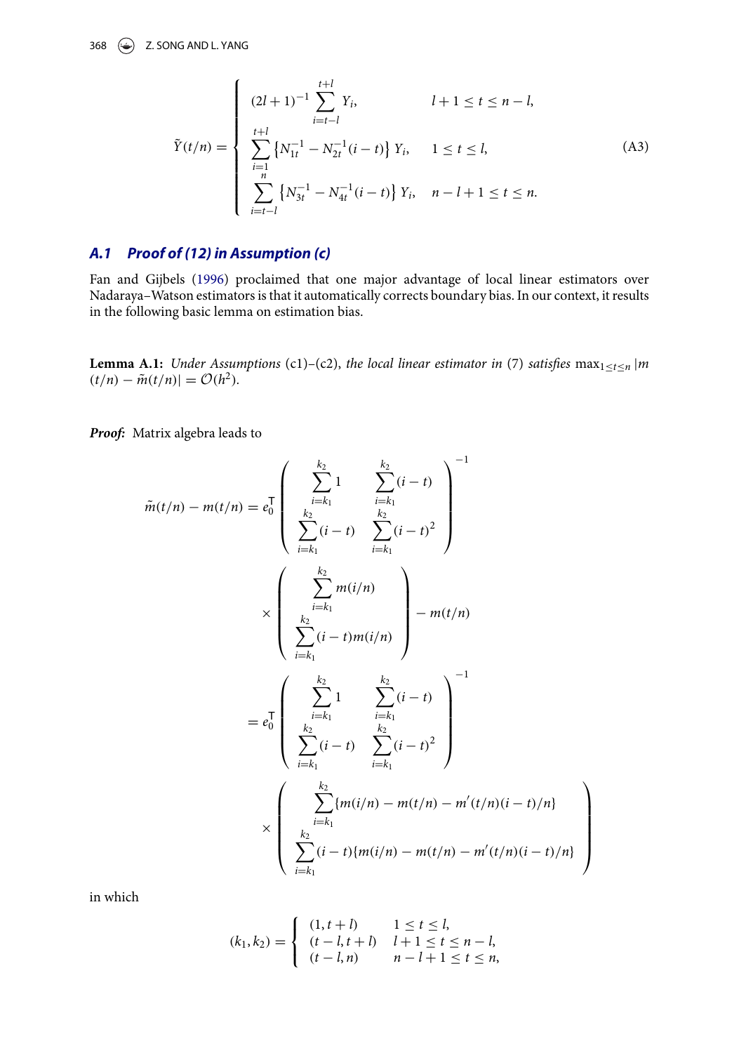$$
\tilde{Y}(t/n) = \begin{cases} (2l+1)^{-1} \sum_{i=t-l}^{t+l} Y_i, & l+1 \le t \le n-l, \\ \sum_{i=1}^{t+l} \left\{ N_{1t}^{-1} - N_{2t}^{-1}(i-t) \right\} Y_i, & 1 \le t \le l, \\ \sum_{i=t-l}^{n} \left\{ N_{3t}^{-1} - N_{4t}^{-1}(i-t) \right\} Y_i, & n-l+1 \le t \le n. \end{cases} \tag{A3}
$$

### A.1 Proof of (12) in Assumption (c)

Fan and Gijbels (1996) proclaimed that one major advantage of local linear estimators over Nadaraya–Watson estimators is that it automatically corrects boundary bias. In our context, it results in the following basic lemma on estimation bias.

**Lemma A.1:** *Under Assumptions* (c1)–(c2), *the local linear estimator in* (7) *satisfies* $\max_{1 \le t \le n} |m(t/n) - \tilde{m}(t/n)| = \mathcal{O}(h^2)$.

***Proof:*** Matrix algebra leads to

$$
\begin{aligned}
\tilde{m}(t/n) - m(t/n) &= e_0^{\top} \begin{pmatrix} \sum_{i=k_1}^{k_2} 1 & \sum_{i=k_1}^{k_2} (i-t) \\ \sum_{i=k_1}^{k_2} (i-t) & \sum_{i=k_1}^{k_2} (i-t)^2 \end{pmatrix}^{-1} \\
&\quad \times \begin{pmatrix} \sum_{i=k_1}^{k_2} m(i/n) \\ \sum_{i=k_1}^{k_2} (i-t) m(i/n) \end{pmatrix} - m(t/n) \\
&= e_0^{\top} \begin{pmatrix} \sum_{i=k_1}^{k_2} 1 & \sum_{i=k_1}^{k_2} (i-t) \\ \sum_{i=k_1}^{k_2} (i-t) & \sum_{i=k_1}^{k_2} (i-t)^2 \end{pmatrix}^{-1} \\
&\quad \times \begin{pmatrix} \sum_{i=k_1}^{k_2} \{ m(i/n) - m(t/n) - m'(t/n)(i-t)/n \} \\ \sum_{i=k_1}^{k_2} (i-t) \{ m(i/n) - m(t/n) - m'(t/n)(i-t)/n \} \end{pmatrix}
\end{aligned}
$$

in which

$$
(k_1, k_2) = \begin{cases} (1, t+l) & 1 \le t \le l, \\ (t-l, t+l) & l+1 \le t \le n-l, \\ (t-l, n) & n-l+1 \le t \le n, \end{cases}
$$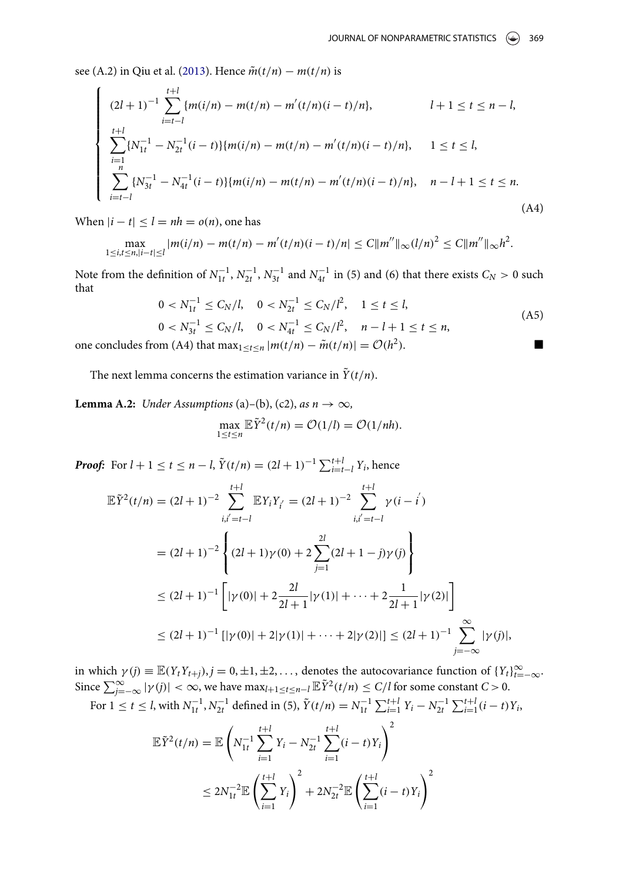see (A.2) in Qiu et al. (2013). Hence $\tilde{m}(t/n) - m(t/n)$ is

$$
\begin{cases}
(2l+1)^{-1} \sum_{i=t-l}^{t+l} \{m(i/n) - m(t/n) - m'(t/n)(i-t)/n\}, & l+1 \le t \le n-l, \\
\sum_{i=1}^{t+l} \{N_{1t}^{-1} - N_{2t}^{-1}(i-t)\}\{m(i/n) - m(t/n) - m'(t/n)(i-t)/n\}, & 1 \le t \le l, \\
\sum_{i=t-l}^{n} \{N_{3t}^{-1} - N_{4t}^{-1}(i-t)\}\{m(i/n) - m(t/n) - m'(t/n)(i-t)/n\}, & n-l+1 \le t \le n.
\end{cases}
\tag{A4}
$$

When $|i-t| \le l = nh = o(n)$, one has

$$
\max_{1 \le i,t \le n, |i-t| \le l} |m(i/n) - m(t/n) - m'(t/n)(i-t)/n| \le C\|m''\|_\infty (l/n)^2 \le C\|m''\|_\infty h^2.
$$

Note from the definition of $N_{1t}^{-1}$, $N_{2t}^{-1}$, $N_{3t}^{-1}$ and $N_{4t}^{-1}$ in (5) and (6) that there exists $C_N > 0$ such that

$$
\begin{aligned}
&0 < N_{1t}^{-1} \le C_N/l, \quad 0 < N_{2t}^{-1} \le C_N/l^2, \quad 1 \le t \le l, \\
&0 < N_{3t}^{-1} \le C_N/l, \quad 0 < N_{4t}^{-1} \le C_N/l^2, \quad n-l+1 \le t \le n,
\end{aligned}
\tag{A5}
$$

one concludes from (A4) that $\max_{1 \le t \le n} |m(t/n) - \tilde{m}(t/n)| = \mathcal{O}(h^2)$. ■

The next lemma concerns the estimation variance in $\tilde{Y}(t/n)$.

**Lemma A.2:** *Under Assumptions* (a)–(b), (c2), *as* $n \to \infty$,

$$
\max_{1 \le t \le n} \mathbb{E}\tilde{Y}^2(t/n) = \mathcal{O}(1/l) = \mathcal{O}(1/nh).
$$

***Proof:*** For $l+1 \le t \le n-l$, $\tilde{Y}(t/n) = (2l+1)^{-1} \sum_{i=t-l}^{t+l} Y_i$, hence

$$
\begin{aligned}
\mathbb{E}\tilde{Y}^2(t/n) &= (2l+1)^{-2} \sum_{i,i'=t-l}^{t+l} \mathbb{E}Y_i Y_{i'} = (2l+1)^{-2} \sum_{i,i'=t-l}^{t+l} \gamma(i-i') \\
&= (2l+1)^{-2} \left\{ (2l+1)\gamma(0) + 2\sum_{j=1}^{2l} (2l+1-j)\gamma(j) \right\} \\
&\le (2l+1)^{-1} \left[ |\gamma(0)| + 2\frac{2l}{2l+1}|\gamma(1)| + \cdots + 2\frac{1}{2l+1}|\gamma(2)| \right] \\
&\le (2l+1)^{-1} \left[ |\gamma(0)| + 2|\gamma(1)| + \cdots + 2|\gamma(2)| \right] \le (2l+1)^{-1} \sum_{j=-\infty}^{\infty} |\gamma(j)|,
\end{aligned}
$$

in which $\gamma(j) \equiv \mathbb{E}(Y_t Y_{t+j}), j = 0, \pm 1, \pm 2, \ldots$, denotes the autocovariance function of $\{Y_t\}_{t=-\infty}^{\infty}$. Since $\sum_{j=-\infty}^{\infty} |\gamma(j)| < \infty$, we have $\max_{l+1 \le t \le n-l} \mathbb{E}\tilde{Y}^2(t/n) \le C/l$ for some constant $C > 0$.

For $1 \le t \le l$, with $N_{1t}^{-1}, N_{2t}^{-1}$ defined in (5), $\tilde{Y}(t/n) = N_{1t}^{-1} \sum_{i=1}^{t+l} Y_i - N_{2t}^{-1} \sum_{i=1}^{t+l} (i-t)Y_i$,

$$
\begin{aligned}
\mathbb{E}\tilde{Y}^2(t/n) &= \mathbb{E}\left( N_{1t}^{-1} \sum_{i=1}^{t+l} Y_i - N_{2t}^{-1} \sum_{i=1}^{t+l} (i-t)Y_i \right)^2 \\
&\le 2N_{1t}^{-2} \mathbb{E}\left( \sum_{i=1}^{t+l} Y_i \right)^2 + 2N_{2t}^{-2} \mathbb{E}\left( \sum_{i=1}^{t+l} (i-t)Y_i \right)^2
\end{aligned}
$$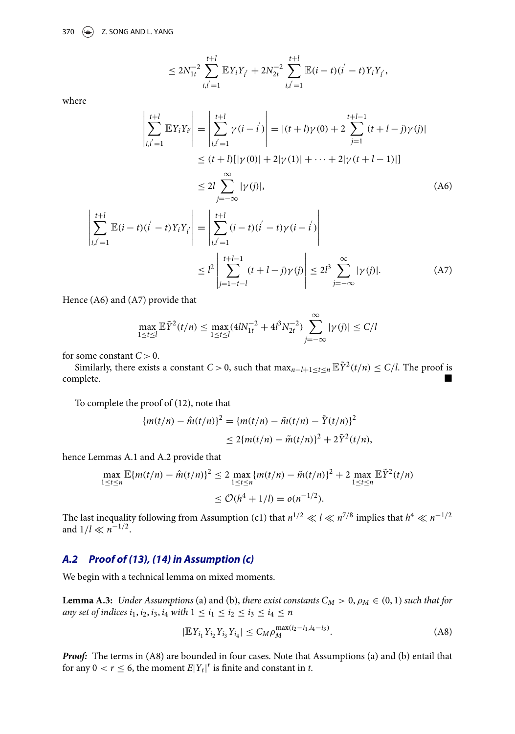$$\leq 2N_{1t}^{-2}\sum_{i,i'=1}^{t+l}\mathbb{E}Y_iY_{i'} + 2N_{2t}^{-2}\sum_{i,i'=1}^{t+l}\mathbb{E}(i-t)(i'-t)Y_iY_{i'},$$

where

$$\begin{aligned}
\left|\sum_{i,i'=1}^{t+l}\mathbb{E}Y_iY_{i'}\right| &= \left|\sum_{i,i'=1}^{t+l}\gamma(i-i')\right| = \left|(t+l)\gamma(0) + 2\sum_{j=1}^{t+l-1}(t+l-j)\gamma(j)\right| \\
&\leq (t+l)[|\gamma(0)| + 2|\gamma(1)| + \cdots + 2|\gamma(t+l-1)|] \\
&\leq 2l\sum_{j=-\infty}^{\infty}|\gamma(j)|, \qquad \text{(A6)}
\end{aligned}$$

$$\begin{aligned}
\left|\sum_{i,i'=1}^{t+l}\mathbb{E}(i-t)(i'-t)Y_iY_{i'}\right| &= \left|\sum_{i,i'=1}^{t+l}(i-t)(i'-t)\gamma(i-i')\right| \\
&\leq l^2\left|\sum_{j=1-t-l}^{t+l-1}(t+l-j)\gamma(j)\right| \leq 2l^3\sum_{j=-\infty}^{\infty}|\gamma(j)|. \qquad \text{(A7)}
\end{aligned}$$

Hence (A6) and (A7) provide that

$$\max_{1\leq t\leq l}\mathbb{E}\tilde{Y}^2(t/n) \leq \max_{1\leq t\leq l}(4lN_{1t}^{-2} + 4l^3N_{2t}^{-2})\sum_{j=-\infty}^{\infty}|\gamma(j)| \leq C/l$$

for some constant $C > 0$.

Similarly, there exists a constant $C > 0$, such that $\max_{n-l+1\leq t\leq n}\mathbb{E}\tilde{Y}^2(t/n) \leq C/l$. The proof is complete. ■

To complete the proof of (12), note that

$$\begin{aligned}
\{m(t/n) - \hat{m}(t/n)\}^2 &= \{m(t/n) - \tilde{m}(t/n) - \tilde{Y}(t/n)\}^2 \\
&\leq 2\{m(t/n) - \tilde{m}(t/n)\}^2 + 2\tilde{Y}^2(t/n),
\end{aligned}$$

hence Lemmas A.1 and A.2 provide that

$$\begin{aligned}
\max_{1\leq t\leq n}\mathbb{E}\{m(t/n) - \hat{m}(t/n)\}^2 &\leq 2\max_{1\leq t\leq n}\{m(t/n) - \tilde{m}(t/n)\}^2 + 2\max_{1\leq t\leq n}\mathbb{E}\tilde{Y}^2(t/n) \\
&\leq \mathcal{O}(h^4 + 1/l) = o(n^{-1/2}).
\end{aligned}$$

The last inequality following from Assumption (c1) that $n^{1/2} \ll l \ll n^{7/8}$ implies that $h^4 \ll n^{-1/2}$ and $1/l \ll n^{-1/2}$.

## *A.2 Proof of (13), (14) in Assumption (c)*

We begin with a technical lemma on mixed moments.

**Lemma A.3:** *Under Assumptions* (a) and (b), *there exist constants $C_M > 0$, $\rho_M \in (0,1)$ such that for any set of indices $i_1, i_2, i_3, i_4$ with $1 \leq i_1 \leq i_2 \leq i_3 \leq i_4 \leq n$*

$$|\mathbb{E}Y_{i_1}Y_{i_2}Y_{i_3}Y_{i_4}| \leq C_M\rho_M^{\max(i_2-i_1,i_4-i_3)}. \qquad \text{(A8)}$$

***Proof:*** The terms in (A8) are bounded in four cases. Note that Assumptions (a) and (b) entail that for any $0 < r \leq 6$, the moment $E|Y_t|^r$ is finite and constant in $t$.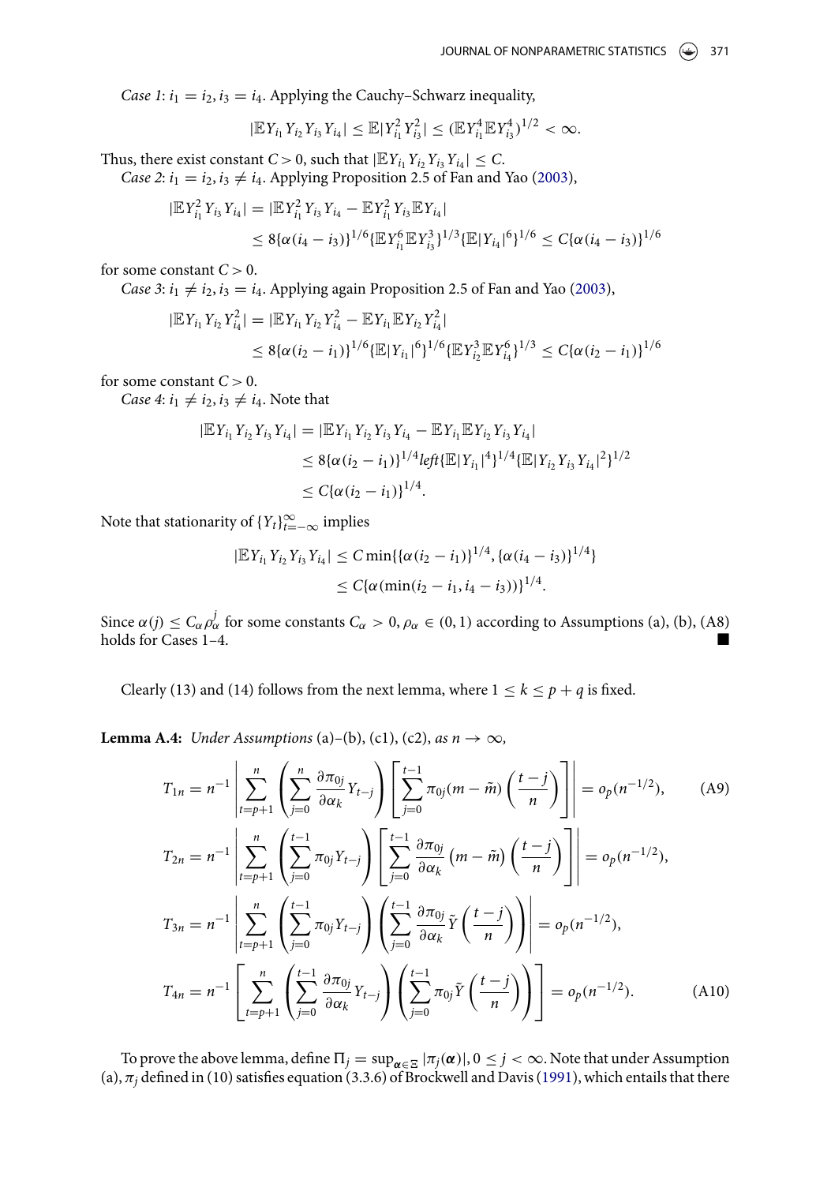*Case 1*: $i_1 = i_2, i_3 = i_4$. Applying the Cauchy–Schwarz inequality,

$$|\mathbb{E}Y_{i_1}Y_{i_2}Y_{i_3}Y_{i_4}| \le \mathbb{E}|Y_{i_1}^2 Y_{i_3}^2| \le (\mathbb{E}Y_{i_1}^4 \mathbb{E}Y_{i_3}^4)^{1/2} < \infty.$$

Thus, there exist constant $C > 0$, such that $|\mathbb{E}Y_{i_1}Y_{i_2}Y_{i_3}Y_{i_4}| \le C$.

*Case 2*: $i_1 = i_2, i_3 \ne i_4$. Applying Proposition 2.5 of Fan and Yao (2003),

$$\begin{aligned}|\mathbb{E}Y_{i_1}^2 Y_{i_3} Y_{i_4}| &= |\mathbb{E}Y_{i_1}^2 Y_{i_3} Y_{i_4} - \mathbb{E}Y_{i_1}^2 Y_{i_3}\mathbb{E}Y_{i_4}| \\ &\le 8\{\alpha(i_4 - i_3)\}^{1/6}\{\mathbb{E}Y_{i_1}^6 \mathbb{E}Y_{i_3}^3\}^{1/3}\{\mathbb{E}|Y_{i_4}|^6\}^{1/6} \le C\{\alpha(i_4 - i_3)\}^{1/6}\end{aligned}$$

for some constant $C > 0$.

*Case 3*: $i_1 \ne i_2, i_3 = i_4$. Applying again Proposition 2.5 of Fan and Yao (2003),

$$\begin{aligned}|\mathbb{E}Y_{i_1} Y_{i_2} Y_{i_4}^2| &= |\mathbb{E}Y_{i_1} Y_{i_2} Y_{i_4}^2 - \mathbb{E}Y_{i_1}\mathbb{E}Y_{i_2} Y_{i_4}^2| \\ &\le 8\{\alpha(i_2 - i_1)\}^{1/6}\{\mathbb{E}|Y_{i_1}|^6\}^{1/6}\{\mathbb{E}Y_{i_2}^3 \mathbb{E}Y_{i_4}^6\}^{1/3} \le C\{\alpha(i_2 - i_1)\}^{1/6}\end{aligned}$$

for some constant $C > 0$.

*Case 4*: $i_1 \ne i_2, i_3 \ne i_4$. Note that

$$\begin{aligned}|\mathbb{E}Y_{i_1}Y_{i_2}Y_{i_3}Y_{i_4}| &= |\mathbb{E}Y_{i_1}Y_{i_2}Y_{i_3}Y_{i_4} - \mathbb{E}Y_{i_1}\mathbb{E}Y_{i_2}Y_{i_3}Y_{i_4}| \\ &\le 8\{\alpha(i_2 - i_1)\}^{1/4} left\{\mathbb{E}|Y_{i_1}|^4\}^{1/4}\{\mathbb{E}|Y_{i_2}Y_{i_3}Y_{i_4}|^2\}^{1/2} \\ &\le C\{\alpha(i_2 - i_1)\}^{1/4}.\end{aligned}$$

Note that stationarity of $\{Y_t\}_{t=-\infty}^{\infty}$ implies

$$\begin{aligned}|\mathbb{E}Y_{i_1}Y_{i_2}Y_{i_3}Y_{i_4}| &\le C\min\{\{\alpha(i_2 - i_1)\}^{1/4}, \{\alpha(i_4 - i_3)\}^{1/4}\} \\ &\le C\{\alpha(\min(i_2 - i_1, i_4 - i_3))\}^{1/4}.\end{aligned}$$

Since $\alpha(j) \le C_\alpha \rho_\alpha^j$ for some constants $C_\alpha > 0, \rho_\alpha \in (0, 1)$ according to Assumptions (a), (b), (A8) holds for Cases 1–4. ■

Clearly (13) and (14) follows from the next lemma, where $1 \le k \le p + q$ is fixed.

**Lemma A.4:** *Under Assumptions* (a)–(b), (c1), (c2), *as* $n \to \infty$,

$$T_{1n} = n^{-1}\left|\sum_{t=p+1}^{n}\left(\sum_{j=0}^{n}\frac{\partial \pi_{0j}}{\partial \alpha_k}Y_{t-j}\right)\left[\sum_{j=0}^{t-1}\pi_{0j}(m - \tilde{m})\left(\frac{t-j}{n}\right)\right]\right| = o_p(n^{-1/2}), \tag{A9}$$

$$T_{2n} = n^{-1}\left|\sum_{t=p+1}^{n}\left(\sum_{j=0}^{t-1}\pi_{0j}Y_{t-j}\right)\left[\sum_{j=0}^{t-1}\frac{\partial \pi_{0j}}{\partial \alpha_k}\left(m - \tilde{m}\right)\left(\frac{t-j}{n}\right)\right]\right| = o_p(n^{-1/2}),$$

$$T_{3n} = n^{-1}\left|\sum_{t=p+1}^{n}\left(\sum_{j=0}^{t-1}\pi_{0j}Y_{t-j}\right)\left(\sum_{j=0}^{t-1}\frac{\partial \pi_{0j}}{\partial \alpha_k}\tilde{Y}\left(\frac{t-j}{n}\right)\right)\right| = o_p(n^{-1/2}),$$

$$T_{4n} = n^{-1}\left[\sum_{t=p+1}^{n}\left(\sum_{j=0}^{t-1}\frac{\partial \pi_{0j}}{\partial \alpha_k}Y_{t-j}\right)\left(\sum_{j=0}^{t-1}\pi_{0j}\tilde{Y}\left(\frac{t-j}{n}\right)\right)\right] = o_p(n^{-1/2}). \tag{A10}$$

To prove the above lemma, define $\Pi_j = \sup_{\boldsymbol{\alpha}\in\Xi}|\pi_j(\boldsymbol{\alpha})|, 0 \le j < \infty$. Note that under Assumption (a), $\pi_j$ defined in (10) satisfies equation (3.3.6) of Brockwell and Davis (1991), which entails that there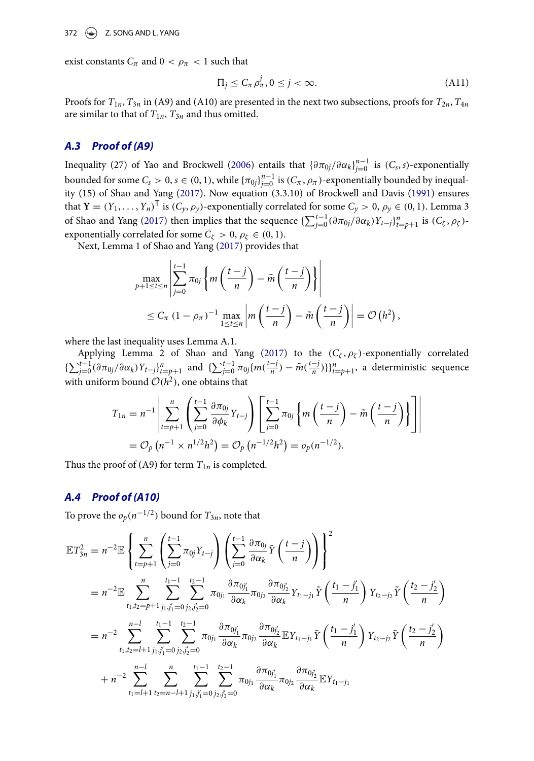exist constants $C_\pi$ and $0 < \rho_\pi < 1$ such that

$$\Pi_j \leq C_\pi \rho_\pi^j, 0 \leq j < \infty. \tag{A11}$$

Proofs for $T_{1n}, T_{3n}$ in (A9) and (A10) are presented in the next two subsections, proofs for $T_{2n}, T_{4n}$ are similar to that of $T_{1n}, T_{3n}$ and thus omitted.

### A.3 Proof of (A9)

Inequality (27) of Yao and Brockwell (2006) entails that $\{\partial\pi_{0j}/\partial\alpha_k\}_{j=0}^{n-1}$ is $(C_s, s)$-exponentially bounded for some $C_s > 0, s \in (0,1)$, while $\{\pi_{0j}\}_{j=0}^{n-1}$ is $(C_\pi, \rho_\pi)$-exponentially bounded by inequality (15) of Shao and Yang (2017). Now equation (3.3.10) of Brockwell and Davis (1991) ensures that $\mathbf{Y} = (Y_1, \ldots, Y_n)^\mathsf{T}$ is $(C_y, \rho_y)$-exponentially correlated for some $C_y > 0, \rho_y \in (0,1)$. Lemma 3 of Shao and Yang (2017) then implies that the sequence $\{\sum_{j=0}^{t-1}(\partial\pi_{0j}/\partial\alpha_k)Y_{t-j}\}_{t=p+1}^n$ is $(C_\zeta, \rho_\zeta)$-exponentially correlated for some $C_\zeta > 0, \rho_\zeta \in (0,1)$.

Next, Lemma 1 of Shao and Yang (2017) provides that

$$\begin{aligned}
&\max_{p+1\leq t\leq n}\left|\sum_{j=0}^{t-1}\pi_{0j}\left\{m\left(\frac{t-j}{n}\right)-\tilde{m}\left(\frac{t-j}{n}\right)\right\}\right| \\
&\leq C_\pi\,(1-\rho_\pi)^{-1}\max_{1\leq t\leq n}\left|m\left(\frac{t-j}{n}\right)-\tilde{m}\left(\frac{t-j}{n}\right)\right| = \mathcal{O}\left(h^2\right),
\end{aligned}$$

where the last inequality uses Lemma A.1.

Applying Lemma 2 of Shao and Yang (2017) to the $(C_\zeta, \rho_\zeta)$-exponentially correlated $\{\sum_{j=0}^{t-1}(\partial\pi_{0j}/\partial\alpha_k)Y_{t-j}\}_{t=p+1}^n$ and $\{\sum_{j=0}^{t-1}\pi_{0j}\{m(\frac{t-j}{n})-\tilde{m}(\frac{t-j}{n})\}\}_{t=p+1}^n$, a deterministic sequence with uniform bound $\mathcal{O}(h^2)$, one obtains that

$$\begin{aligned}
T_{1n} &= n^{-1}\left|\sum_{t=p+1}^{n}\left(\sum_{j=0}^{t-1}\frac{\partial\pi_{0j}}{\partial\phi_k}Y_{t-j}\right)\left[\sum_{j=0}^{t-1}\pi_{0j}\left\{m\left(\frac{t-j}{n}\right)-\tilde{m}\left(\frac{t-j}{n}\right)\right\}\right]\right| \\
&= \mathcal{O}_p\left(n^{-1}\times n^{1/2}h^2\right) = \mathcal{O}_p\left(n^{-1/2}h^2\right) = o_p(n^{-1/2}).
\end{aligned}$$

Thus the proof of (A9) for term $T_{1n}$ is completed.

### A.4 Proof of (A10)

To prove the $o_p(n^{-1/2})$ bound for $T_{3n}$, note that

$$\begin{aligned}
\mathbb{E}T_{3n}^2 &= n^{-2}\mathbb{E}\left\{\sum_{t=p+1}^{n}\left(\sum_{j=0}^{t-1}\pi_{0j}Y_{t-j}\right)\left(\sum_{j=0}^{t-1}\frac{\partial\pi_{0j}}{\partial\alpha_k}\tilde{Y}\left(\frac{t-j}{n}\right)\right)\right\}^2 \\
&= n^{-2}\mathbb{E}\sum_{t_1,t_2=p+1}^{n}\sum_{j_1,j_1'=0}^{t_1-1}\sum_{j_2,j_2'=0}^{t_2-1}\pi_{0j_1}\frac{\partial\pi_{0j_1'}}{\partial\alpha_k}\pi_{0j_2}\frac{\partial\pi_{0j_2'}}{\partial\alpha_k}Y_{t_1-j_1}\tilde{Y}\left(\frac{t_1-j_1'}{n}\right)Y_{t_2-j_2}\tilde{Y}\left(\frac{t_2-j_2'}{n}\right) \\
&= n^{-2}\sum_{t_1,t_2=l+1}^{n-l}\sum_{j_1,j_1'=0}^{t_1-1}\sum_{j_2,j_2'=0}^{t_2-1}\pi_{0j_1}\frac{\partial\pi_{0j_1'}}{\partial\alpha_k}\pi_{0j_2}\frac{\partial\pi_{0j_2'}}{\partial\alpha_k}\mathbb{E}Y_{t_1-j_1}\tilde{Y}\left(\frac{t_1-j_1'}{n}\right)Y_{t_2-j_2}\tilde{Y}\left(\frac{t_2-j_2'}{n}\right) \\
&\quad + n^{-2}\sum_{t_1=l+1}^{n-l}\sum_{t_2=n-l+1}^{n}\sum_{j_1,j_1'=0}^{t_1-1}\sum_{j_2,j_2'=0}^{t_2-1}\pi_{0j_1}\frac{\partial\pi_{0j_1'}}{\partial\alpha_k}\pi_{0j_2}\frac{\partial\pi_{0j_2'}}{\partial\alpha_k}\mathbb{E}Y_{t_1-j_1}
\end{aligned}$$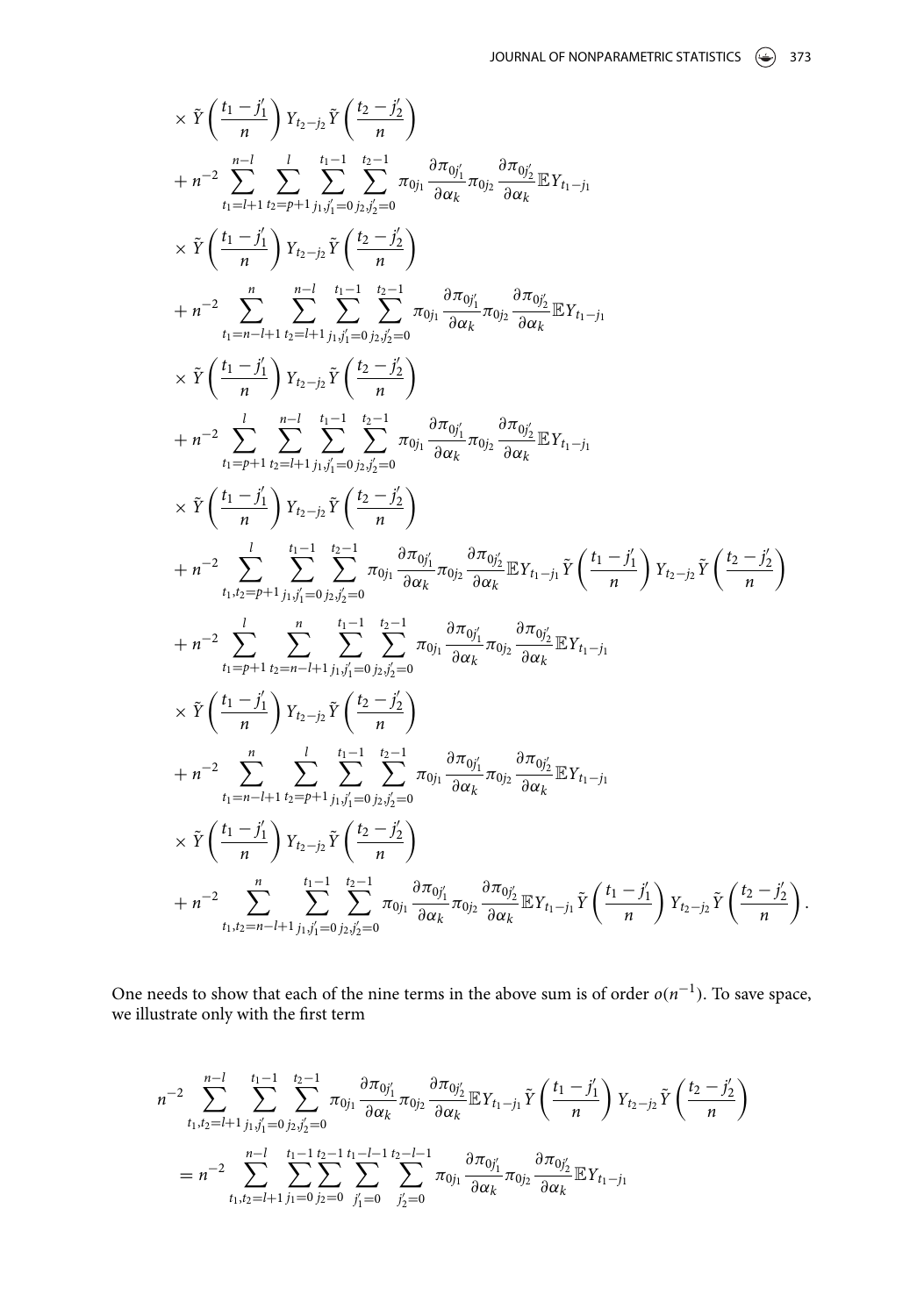$$
\times \tilde{Y}\left(\frac{t_1 - j_1'}{n}\right) Y_{t_2 - j_2} \tilde{Y}\left(\frac{t_2 - j_2'}{n}\right)
$$

$$
+ n^{-2} \sum_{t_1 = l+1}^{n-l} \sum_{t_2 = p+1}^{l} \sum_{j_1, j_1' = 0}^{t_1 - 1} \sum_{j_2, j_2' = 0}^{t_2 - 1} \pi_{0 j_1} \frac{\partial \pi_{0 j_1'}}{\partial \alpha_k} \pi_{0 j_2} \frac{\partial \pi_{0 j_2'}}{\partial \alpha_k} \mathbb{E} Y_{t_1 - j_1}
$$

$$
\times \tilde{Y}\left(\frac{t_1 - j_1'}{n}\right) Y_{t_2 - j_2} \tilde{Y}\left(\frac{t_2 - j_2'}{n}\right)
$$

$$
+ n^{-2} \sum_{t_1 = n-l+1}^{n} \sum_{t_2 = l+1}^{n-l} \sum_{j_1, j_1' = 0}^{t_1 - 1} \sum_{j_2, j_2' = 0}^{t_2 - 1} \pi_{0 j_1} \frac{\partial \pi_{0 j_1'}}{\partial \alpha_k} \pi_{0 j_2} \frac{\partial \pi_{0 j_2'}}{\partial \alpha_k} \mathbb{E} Y_{t_1 - j_1}
$$

$$
\times \tilde{Y}\left(\frac{t_1 - j_1'}{n}\right) Y_{t_2 - j_2} \tilde{Y}\left(\frac{t_2 - j_2'}{n}\right)
$$

$$
+ n^{-2} \sum_{t_1 = p+1}^{l} \sum_{t_2 = l+1}^{n-l} \sum_{j_1, j_1' = 0}^{t_1 - 1} \sum_{j_2, j_2' = 0}^{t_2 - 1} \pi_{0 j_1} \frac{\partial \pi_{0 j_1'}}{\partial \alpha_k} \pi_{0 j_2} \frac{\partial \pi_{0 j_2'}}{\partial \alpha_k} \mathbb{E} Y_{t_1 - j_1}
$$

$$
\times \tilde{Y}\left(\frac{t_1 - j_1'}{n}\right) Y_{t_2 - j_2} \tilde{Y}\left(\frac{t_2 - j_2'}{n}\right)
$$

$$
+ n^{-2} \sum_{t_1, t_2 = p+1}^{l} \sum_{j_1, j_1' = 0}^{t_1 - 1} \sum_{j_2, j_2' = 0}^{t_2 - 1} \pi_{0 j_1} \frac{\partial \pi_{0 j_1'}}{\partial \alpha_k} \pi_{0 j_2} \frac{\partial \pi_{0 j_2'}}{\partial \alpha_k} \mathbb{E} Y_{t_1 - j_1} \tilde{Y}\left(\frac{t_1 - j_1'}{n}\right) Y_{t_2 - j_2} \tilde{Y}\left(\frac{t_2 - j_2'}{n}\right)
$$

$$
+ n^{-2} \sum_{t_1 = p+1}^{l} \sum_{t_2 = n-l+1}^{n} \sum_{j_1, j_1' = 0}^{t_1 - 1} \sum_{j_2, j_2' = 0}^{t_2 - 1} \pi_{0 j_1} \frac{\partial \pi_{0 j_1'}}{\partial \alpha_k} \pi_{0 j_2} \frac{\partial \pi_{0 j_2'}}{\partial \alpha_k} \mathbb{E} Y_{t_1 - j_1}
$$

$$
\times \tilde{Y}\left(\frac{t_1 - j_1'}{n}\right) Y_{t_2 - j_2} \tilde{Y}\left(\frac{t_2 - j_2'}{n}\right)
$$

$$
+ n^{-2} \sum_{t_1 = n-l+1}^{n} \sum_{t_2 = p+1}^{l} \sum_{j_1, j_1' = 0}^{t_1 - 1} \sum_{j_2, j_2' = 0}^{t_2 - 1} \pi_{0 j_1} \frac{\partial \pi_{0 j_1'}}{\partial \alpha_k} \pi_{0 j_2} \frac{\partial \pi_{0 j_2'}}{\partial \alpha_k} \mathbb{E} Y_{t_1 - j_1}
$$

$$
\times \tilde{Y}\left(\frac{t_1 - j_1'}{n}\right) Y_{t_2 - j_2} \tilde{Y}\left(\frac{t_2 - j_2'}{n}\right)
$$

$$
+ n^{-2} \sum_{t_1, t_2 = n-l+1}^{n} \sum_{j_1, j_1' = 0}^{t_1 - 1} \sum_{j_2, j_2' = 0}^{t_2 - 1} \pi_{0 j_1} \frac{\partial \pi_{0 j_1'}}{\partial \alpha_k} \pi_{0 j_2} \frac{\partial \pi_{0 j_2'}}{\partial \alpha_k} \mathbb{E} Y_{t_1 - j_1} \tilde{Y}\left(\frac{t_1 - j_1'}{n}\right) Y_{t_2 - j_2} \tilde{Y}\left(\frac{t_2 - j_2'}{n}\right).
$$

One needs to show that each of the nine terms in the above sum is of order $o(n^{-1})$. To save space, we illustrate only with the first term

$$
n^{-2} \sum_{t_1, t_2 = l+1}^{n-l} \sum_{j_1, j_1' = 0}^{t_1 - 1} \sum_{j_2, j_2' = 0}^{t_2 - 1} \pi_{0 j_1} \frac{\partial \pi_{0 j_1'}}{\partial \alpha_k} \pi_{0 j_2} \frac{\partial \pi_{0 j_2'}}{\partial \alpha_k} \mathbb{E} Y_{t_1 - j_1} \tilde{Y}\left(\frac{t_1 - j_1'}{n}\right) Y_{t_2 - j_2} \tilde{Y}\left(\frac{t_2 - j_2'}{n}\right)
$$

$$
= n^{-2} \sum_{t_1, t_2 = l+1}^{n-l} \sum_{j_1 = 0}^{t_1 - 1} \sum_{j_2 = 0}^{t_2 - 1} \sum_{j_1' = 0}^{t_1 - l - 1} \sum_{j_2' = 0}^{t_2 - l - 1} \pi_{0 j_1} \frac{\partial \pi_{0 j_1'}}{\partial \alpha_k} \pi_{0 j_2} \frac{\partial \pi_{0 j_2'}}{\partial \alpha_k} \mathbb{E} Y_{t_1 - j_1}
$$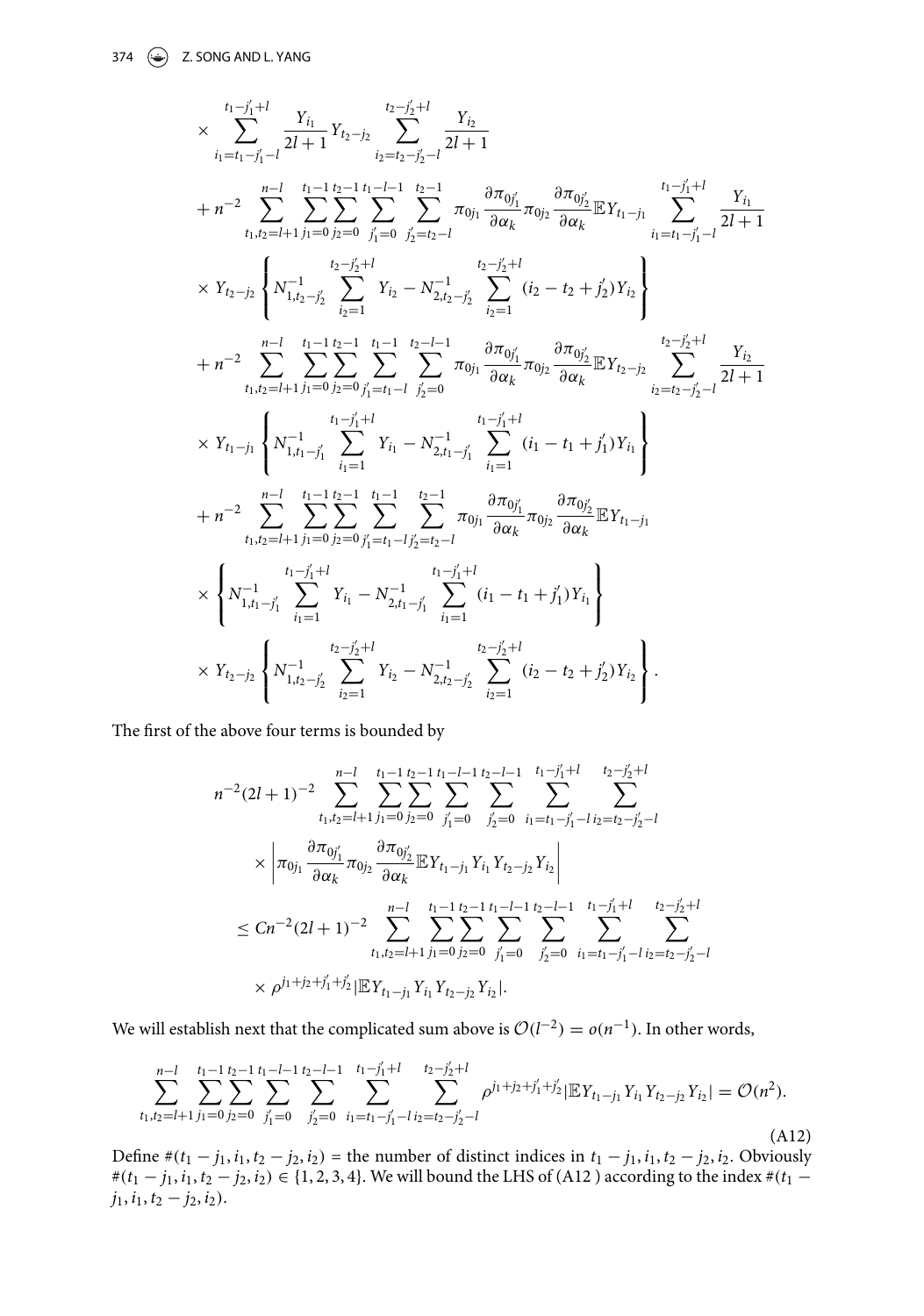$$
\times \sum_{i_1=t_1-j_1'-l}^{t_1-j_1'+l} \frac{Y_{i_1}}{2l+1} Y_{t_2-j_2} \sum_{i_2=t_2-j_2'-l}^{t_2-j_2'+l} \frac{Y_{i_2}}{2l+1}
$$

$$
+ n^{-2} \sum_{t_1,t_2=l+1}^{n-l} \sum_{j_1=0}^{t_1-1} \sum_{j_2=0}^{t_2-1} \sum_{j_1'=0}^{t_1-l-1} \sum_{j_2'=t_2-l}^{t_2-1} \pi_{0j_1} \frac{\partial \pi_{0j_1'}}{\partial \alpha_k} \pi_{0j_2} \frac{\partial \pi_{0j_2'}}{\partial \alpha_k} \mathbb{E} Y_{t_1-j_1} \sum_{i_1=t_1-j_1'-l}^{t_1-j_1'+l} \frac{Y_{i_1}}{2l+1}
$$

$$
\times Y_{t_2-j_2} \left\{ N_{1,t_2-j_2'}^{-1} \sum_{i_2=1}^{t_2-j_2'+l} Y_{i_2} - N_{2,t_2-j_2'}^{-1} \sum_{i_2=1}^{t_2-j_2'+l} (i_2 - t_2 + j_2') Y_{i_2} \right\}
$$

$$
+ n^{-2} \sum_{t_1,t_2=l+1}^{n-l} \sum_{j_1=0}^{t_1-1} \sum_{j_2=0}^{t_2-1} \sum_{j_1'=t_1-l}^{t_1-1} \sum_{j_2'=0}^{t_2-l-1} \pi_{0j_1} \frac{\partial \pi_{0j_1'}}{\partial \alpha_k} \pi_{0j_2} \frac{\partial \pi_{0j_2'}}{\partial \alpha_k} \mathbb{E} Y_{t_2-j_2} \sum_{i_2=t_2-j_2'-l}^{t_2-j_2'+l} \frac{Y_{i_2}}{2l+1}
$$

$$
\times Y_{t_1-j_1} \left\{ N_{1,t_1-j_1'}^{-1} \sum_{i_1=1}^{t_1-j_1'+l} Y_{i_1} - N_{2,t_1-j_1'}^{-1} \sum_{i_1=1}^{t_1-j_1'+l} (i_1 - t_1 + j_1') Y_{i_1} \right\}
$$

$$
+ n^{-2} \sum_{t_1,t_2=l+1}^{n-l} \sum_{j_1=0}^{t_1-1} \sum_{j_2=0}^{t_2-1} \sum_{j_1'=t_1-l}^{t_1-1} \sum_{j_2'=t_2-l}^{t_2-1} \pi_{0j_1} \frac{\partial \pi_{0j_1'}}{\partial \alpha_k} \pi_{0j_2} \frac{\partial \pi_{0j_2'}}{\partial \alpha_k} \mathbb{E} Y_{t_1-j_1}
$$

$$
\times \left\{ N_{1,t_1-j_1'}^{-1} \sum_{i_1=1}^{t_1-j_1'+l} Y_{i_1} - N_{2,t_1-j_1'}^{-1} \sum_{i_1=1}^{t_1-j_1'+l} (i_1 - t_1 + j_1') Y_{i_1} \right\}
$$

$$
\times Y_{t_2-j_2} \left\{ N_{1,t_2-j_2'}^{-1} \sum_{i_2=1}^{t_2-j_2'+l} Y_{i_2} - N_{2,t_2-j_2'}^{-1} \sum_{i_2=1}^{t_2-j_2'+l} (i_2 - t_2 + j_2') Y_{i_2} \right\}.
$$

The first of the above four terms is bounded by

$$
n^{-2}(2l+1)^{-2} \sum_{t_1,t_2=l+1}^{n-l} \sum_{j_1=0}^{t_1-1} \sum_{j_2=0}^{t_2-1} \sum_{j_1'=0}^{t_1-l-1} \sum_{j_2'=0}^{t_2-l-1} \sum_{i_1=t_1-j_1'-l}^{t_1-j_1'+l} \sum_{i_2=t_2-j_2'-l}^{t_2-j_2'+l}
$$

$$
\times \left| \pi_{0j_1} \frac{\partial \pi_{0j_1'}}{\partial \alpha_k} \pi_{0j_2} \frac{\partial \pi_{0j_2'}}{\partial \alpha_k} \mathbb{E} Y_{t_1-j_1} Y_{i_1} Y_{t_2-j_2} Y_{i_2} \right|
$$

$$
\leq C n^{-2}(2l+1)^{-2} \sum_{t_1,t_2=l+1}^{n-l} \sum_{j_1=0}^{t_1-1} \sum_{j_2=0}^{t_2-1} \sum_{j_1'=0}^{t_1-l-1} \sum_{j_2'=0}^{t_2-l-1} \sum_{i_1=t_1-j_1'-l}^{t_1-j_1'+l} \sum_{i_2=t_2-j_2'-l}^{t_2-j_2'+l}
$$

$$
\times \rho^{j_1+j_2+j_1'+j_2'} |\mathbb{E} Y_{t_1-j_1} Y_{i_1} Y_{t_2-j_2} Y_{i_2}|.
$$

We will establish next that the complicated sum above is $\mathcal{O}(l^{-2}) = o(n^{-1})$. In other words,

$$
\sum_{t_1,t_2=l+1}^{n-l} \sum_{j_1=0}^{t_1-1} \sum_{j_2=0}^{t_2-1} \sum_{j_1'=0}^{t_1-l-1} \sum_{j_2'=0}^{t_2-l-1} \sum_{i_1=t_1-j_1'-l}^{t_1-j_1'+l} \sum_{i_2=t_2-j_2'-l}^{t_2-j_2'+l} \rho^{j_1+j_2+j_1'+j_2'} |\mathbb{E} Y_{t_1-j_1} Y_{i_1} Y_{t_2-j_2} Y_{i_2}| = \mathcal{O}(n^2). \tag{A12}
$$

Define $\#(t_1 - j_1, i_1, t_2 - j_2, i_2)$ = the number of distinct indices in $t_1 - j_1, i_1, t_2 - j_2, i_2$. Obviously $\#(t_1 - j_1, i_1, t_2 - j_2, i_2) \in \{1, 2, 3, 4\}$. We will bound the LHS of (A12 ) according to the index $\#(t_1 - j_1, i_1, t_2 - j_2, i_2)$.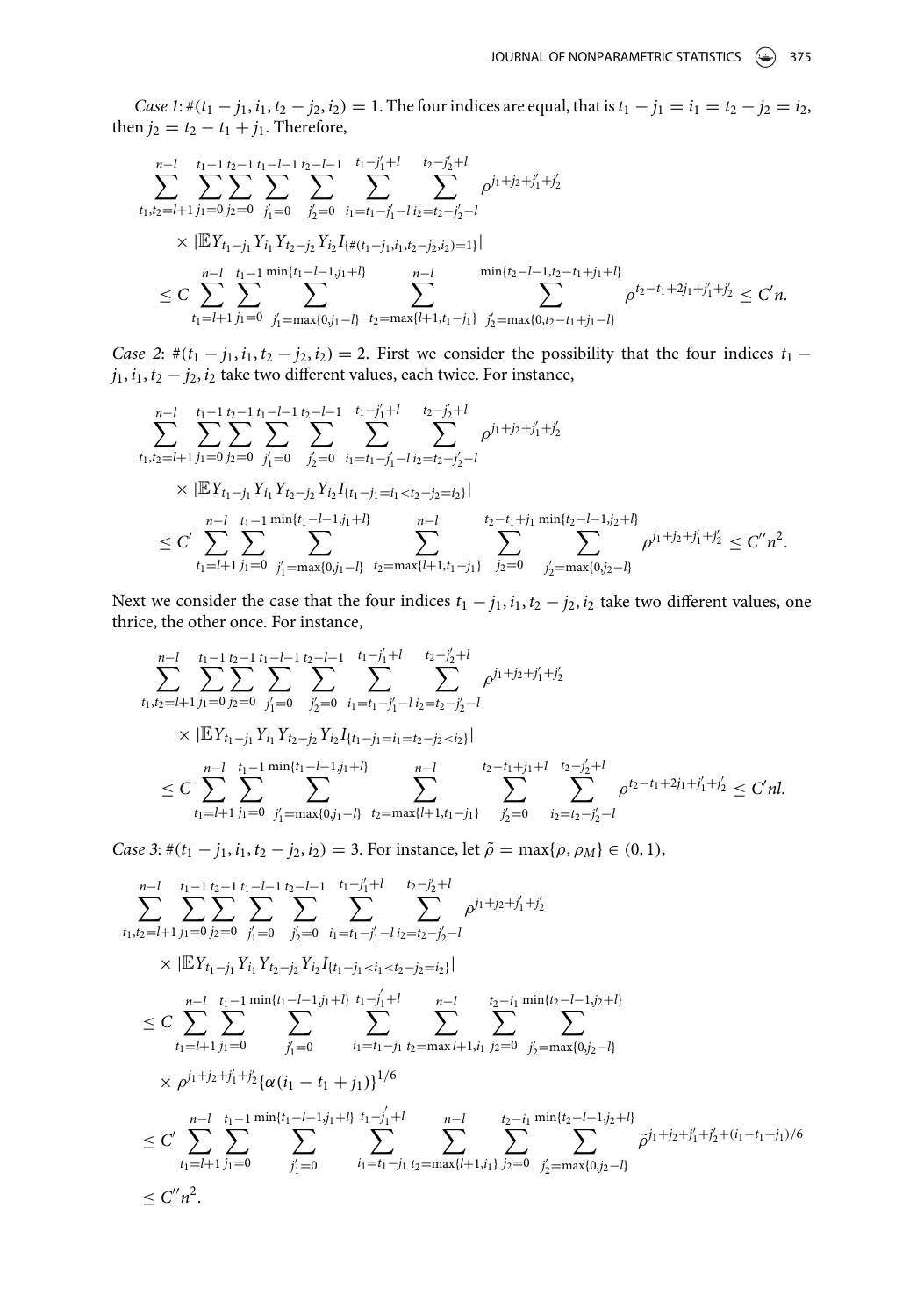*Case 1*: $\#(t_1 - j_1, i_1, t_2 - j_2, i_2) = 1$. The four indices are equal, that is $t_1 - j_1 = i_1 = t_2 - j_2 = i_2$, then $j_2 = t_2 - t_1 + j_1$. Therefore,

$$
\begin{aligned}
&\sum_{t_1,t_2=l+1}^{n-l} \sum_{j_1=0}^{t_1-1} \sum_{j_2=0}^{t_2-1} \sum_{j_1'=0}^{t_1-l-1} \sum_{j_2'=0}^{t_2-l-1} \sum_{i_1=t_1-j_1'-l}^{t_1-j_1'+l} \sum_{i_2=t_2-j_2'-l}^{t_2-j_2'+l} \rho^{j_1+j_2+j_1'+j_2'} \\
&\quad \times |\mathbb{E} Y_{t_1-j_1} Y_{i_1} Y_{t_2-j_2} Y_{i_2} I_{\{\#(t_1-j_1,i_1,t_2-j_2,i_2)=1\}}| \\
&\le C \sum_{t_1=l+1}^{n-l} \sum_{j_1=0}^{t_1-1} \sum_{j_1'=\max\{0,j_1-l\}}^{\min\{t_1-l-1,j_1+l\}} \sum_{t_2=\max\{l+1,t_1-j_1\}}^{n-l} \sum_{j_2'=\max\{0,t_2-t_1+j_1-l\}}^{\min\{t_2-l-1,t_2-t_1+j_1+l\}} \rho^{t_2-t_1+2j_1+j_1'+j_2'} \le C'n.
\end{aligned}
$$

*Case 2*: $\#(t_1 - j_1, i_1, t_2 - j_2, i_2) = 2$. First we consider the possibility that the four indices $t_1 - j_1, i_1, t_2 - j_2, i_2$ take two different values, each twice. For instance,

$$
\begin{aligned}
&\sum_{t_1,t_2=l+1}^{n-l} \sum_{j_1=0}^{t_1-1} \sum_{j_2=0}^{t_2-1} \sum_{j_1'=0}^{t_1-l-1} \sum_{j_2'=0}^{t_2-l-1} \sum_{i_1=t_1-j_1'-l}^{t_1-j_1'+l} \sum_{i_2=t_2-j_2'-l}^{t_2-j_2'+l} \rho^{j_1+j_2+j_1'+j_2'} \\
&\quad \times |\mathbb{E} Y_{t_1-j_1} Y_{i_1} Y_{t_2-j_2} Y_{i_2} I_{\{t_1-j_1=i_1<t_2-j_2=i_2\}}| \\
&\le C' \sum_{t_1=l+1}^{n-l} \sum_{j_1=0}^{t_1-1} \sum_{j_1'=\max\{0,j_1-l\}}^{\min\{t_1-l-1,j_1+l\}} \sum_{t_2=\max\{l+1,t_1-j_1\}}^{n-l} \sum_{j_2=0}^{t_2-t_1+j_1} \sum_{j_2'=\max\{0,j_2-l\}}^{\min\{t_2-l-1,j_2+l\}} \rho^{j_1+j_2+j_1'+j_2'} \le C''n^2.
\end{aligned}
$$

Next we consider the case that the four indices $t_1 - j_1, i_1, t_2 - j_2, i_2$ take two different values, one thrice, the other once. For instance,

$$
\begin{aligned}
&\sum_{t_1,t_2=l+1}^{n-l} \sum_{j_1=0}^{t_1-1} \sum_{j_2=0}^{t_2-1} \sum_{j_1'=0}^{t_1-l-1} \sum_{j_2'=0}^{t_2-l-1} \sum_{i_1=t_1-j_1'-l}^{t_1-j_1'+l} \sum_{i_2=t_2-j_2'-l}^{t_2-j_2'+l} \rho^{j_1+j_2+j_1'+j_2'} \\
&\quad \times |\mathbb{E} Y_{t_1-j_1} Y_{i_1} Y_{t_2-j_2} Y_{i_2} I_{\{t_1-j_1=i_1=t_2-j_2<i_2\}}| \\
&\le C \sum_{t_1=l+1}^{n-l} \sum_{j_1=0}^{t_1-1} \sum_{j_1'=\max\{0,j_1-l\}}^{\min\{t_1-l-1,j_1+l\}} \sum_{t_2=\max\{l+1,t_1-j_1\}}^{n-l} \sum_{j_2'=0}^{t_2-t_1+j_1+l} \sum_{i_2=t_2-j_2'-l}^{t_2-j_2'+l} \rho^{t_2-t_1+2j_1+j_1'+j_2'} \le C'nl.
\end{aligned}
$$

*Case 3*: $\#(t_1 - j_1, i_1, t_2 - j_2, i_2) = 3$. For instance, let $\tilde{\rho} = \max\{\rho, \rho_M\} \in (0, 1)$,

$$
\begin{aligned}
&\sum_{t_1,t_2=l+1}^{n-l} \sum_{j_1=0}^{t_1-1} \sum_{j_2=0}^{t_2-1} \sum_{j_1'=0}^{t_1-l-1} \sum_{j_2'=0}^{t_2-l-1} \sum_{i_1=t_1-j_1'-l}^{t_1-j_1'+l} \sum_{i_2=t_2-j_2'-l}^{t_2-j_2'+l} \rho^{j_1+j_2+j_1'+j_2'} \\
&\quad \times |\mathbb{E} Y_{t_1-j_1} Y_{i_1} Y_{t_2-j_2} Y_{i_2} I_{\{t_1-j_1<i_1<t_2-j_2=i_2\}}| \\
&\le C \sum_{t_1=l+1}^{n-l} \sum_{j_1=0}^{t_1-1} \sum_{j_1'=0}^{\min\{t_1-l-1,j_1+l\}} \sum_{i_1=t_1-j_1}^{t_1-j_1'+l} \sum_{t_2=\max l+1,i_1}^{n-l} \sum_{j_2=0}^{t_2-i_1} \sum_{j_2'=\max\{0,j_2-l\}}^{\min\{t_2-l-1,j_2+l\}} \\
&\quad \times \rho^{j_1+j_2+j_1'+j_2'} \{\alpha(i_1 - t_1 + j_1)\}^{1/6} \\
&\le C' \sum_{t_1=l+1}^{n-l} \sum_{j_1=0}^{t_1-1} \sum_{j_1'=0}^{\min\{t_1-l-1,j_1+l\}} \sum_{i_1=t_1-j_1}^{t_1-j_1'+l} \sum_{t_2=\max\{l+1,i_1\}}^{n-l} \sum_{j_2=0}^{t_2-i_1} \sum_{j_2'=\max\{0,j_2-l\}}^{\min\{t_2-l-1,j_2+l\}} \tilde{\rho}^{j_1+j_2+j_1'+j_2'+(i_1-t_1+j_1)/6} \\
&\le C''n^2.
\end{aligned}
$$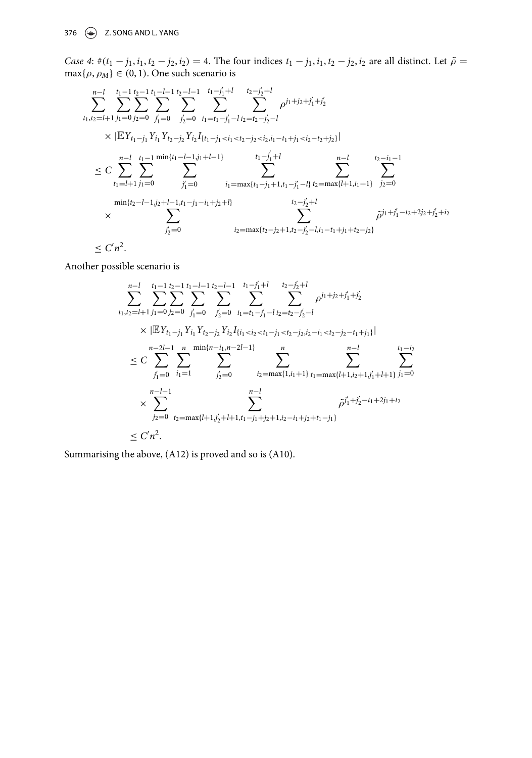*Case 4*: $\#(t_1 - j_1, i_1, t_2 - j_2, i_2) = 4$. The four indices $t_1 - j_1, i_1, t_2 - j_2, i_2$ are all distinct. Let $\tilde{\rho} = \max\{\rho, \rho_M\} \in (0, 1)$. One such scenario is

$$
\begin{aligned}
&\sum_{t_1,t_2=l+1}^{n-l} \sum_{j_1=0}^{t_1-1} \sum_{j_2=0}^{t_2-1} \sum_{j_1'=0}^{t_1-l-1} \sum_{j_2'=0}^{t_2-l-1} \sum_{i_1=t_1-j_1'-l}^{t_1-j_1'+l} \sum_{i_2=t_2-j_2'-l}^{t_2-j_2'+l} \rho^{j_1+j_2+j_1'+j_2'} \\
&\quad \times |\mathbb{E} Y_{t_1-j_1} Y_{i_1} Y_{t_2-j_2} Y_{i_2} I_{\{t_1-j_1<i_1<t_2-j_2<i_2, i_1-t_1+j_1<i_2-t_2+j_2\}}| \\
&\leq C \sum_{t_1=l+1}^{n-l} \sum_{j_1=0}^{t_1-1} \sum_{j_1'=0}^{\min\{t_1-l-1, j_1+l-1\}} \sum_{i_1=\max\{t_1-j_1+1, t_1-j_1'-l\}}^{t_1-j_1'+l} \sum_{t_2=\max\{l+1, i_1+1\}}^{n-l} \sum_{j_2=0}^{t_2-i_1-1} \\
&\quad \times \sum_{j_2'=0}^{\min\{t_2-l-1, j_2+l-1, t_1-j_1-i_1+j_2+l\}} \sum_{i_2=\max\{t_2-j_2+1, t_2-j_2'-l, i_1-t_1+j_1+t_2-j_2\}}^{t_2-j_2'+l} \tilde{\rho}^{j_1+j_1'-t_2+2j_2+j_2'+i_2} \\
&\leq C' n^2.
\end{aligned}
$$

Another possible scenario is

$$
\begin{aligned}
&\sum_{t_1,t_2=l+1}^{n-l} \sum_{j_1=0}^{t_1-1} \sum_{j_2=0}^{t_2-1} \sum_{j_1'=0}^{t_1-l-1} \sum_{j_2'=0}^{t_2-l-1} \sum_{i_1=t_1-j_1'-l}^{t_1-j_1'+l} \sum_{i_2=t_2-j_2'-l}^{t_2-j_2'+l} \rho^{j_1+j_2+j_1'+j_2'} \\
&\quad \times |\mathbb{E} Y_{t_1-j_1} Y_{i_1} Y_{t_2-j_2} Y_{i_2} I_{\{i_1<i_2<t_1-j_1<t_2-j_2, i_2-i_1<t_2-j_2-t_1+j_1\}}| \\
&\leq C \sum_{j_1'=0}^{n-2l-1} \sum_{i_1=1}^{n} \sum_{j_2'=0}^{\min\{n-i_1, n-2l-1\}} \sum_{i_2=\max\{1, i_1+1\}}^{n} \sum_{t_1=\max\{l+1, i_2+1, j_1'+l+1\}}^{n-l} \sum_{j_1=0}^{t_1-i_2} \\
&\quad \times \sum_{j_2=0}^{n-l-1} \sum_{t_2=\max\{l+1, j_2'+l+1, t_1-j_1+j_2+1, i_2-i_1+j_2+t_1-j_1\}}^{n-l} \tilde{\rho}^{j_1'+j_2'-t_1+2j_1+t_2} \\
&\leq C' n^2.
\end{aligned}
$$

Summarising the above, (A12) is proved and so is (A10).